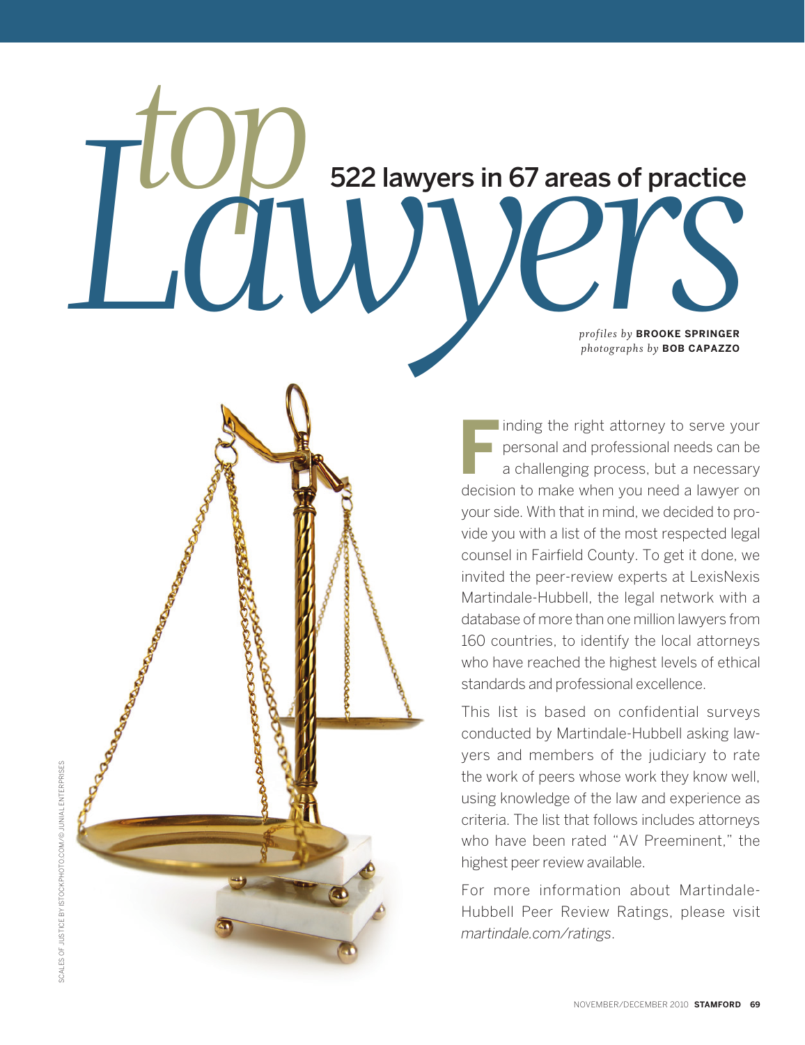# *top* *Lawyers*

## 522 lawyers in 67 areas of practice

*profiles by* **BROOKE SPRINGER**
*photographs by* **BOB CAPAZZO**

SCALES OF JUSTICE BY ISTOCKPHOTO.COM/© JUNIAL ENTERPRISES

Finding the right attorney to serve your personal and professional needs can be a challenging process, but a necessary decision to make when you need a lawyer on your side. With that in mind, we decided to provide you with a list of the most respected legal counsel in Fairfield County. To get it done, we invited the peer-review experts at LexisNexis Martindale-Hubbell, the legal network with a database of more than one million lawyers from 160 countries, to identify the local attorneys who have reached the highest levels of ethical standards and professional excellence.

This list is based on confidential surveys conducted by Martindale-Hubbell asking lawyers and members of the judiciary to rate the work of peers whose work they know well, using knowledge of the law and experience as criteria. The list that follows includes attorneys who have been rated "AV Preeminent," the highest peer review available.

For more information about Martindale-Hubbell Peer Review Ratings, please visit *martindale.com/ratings*.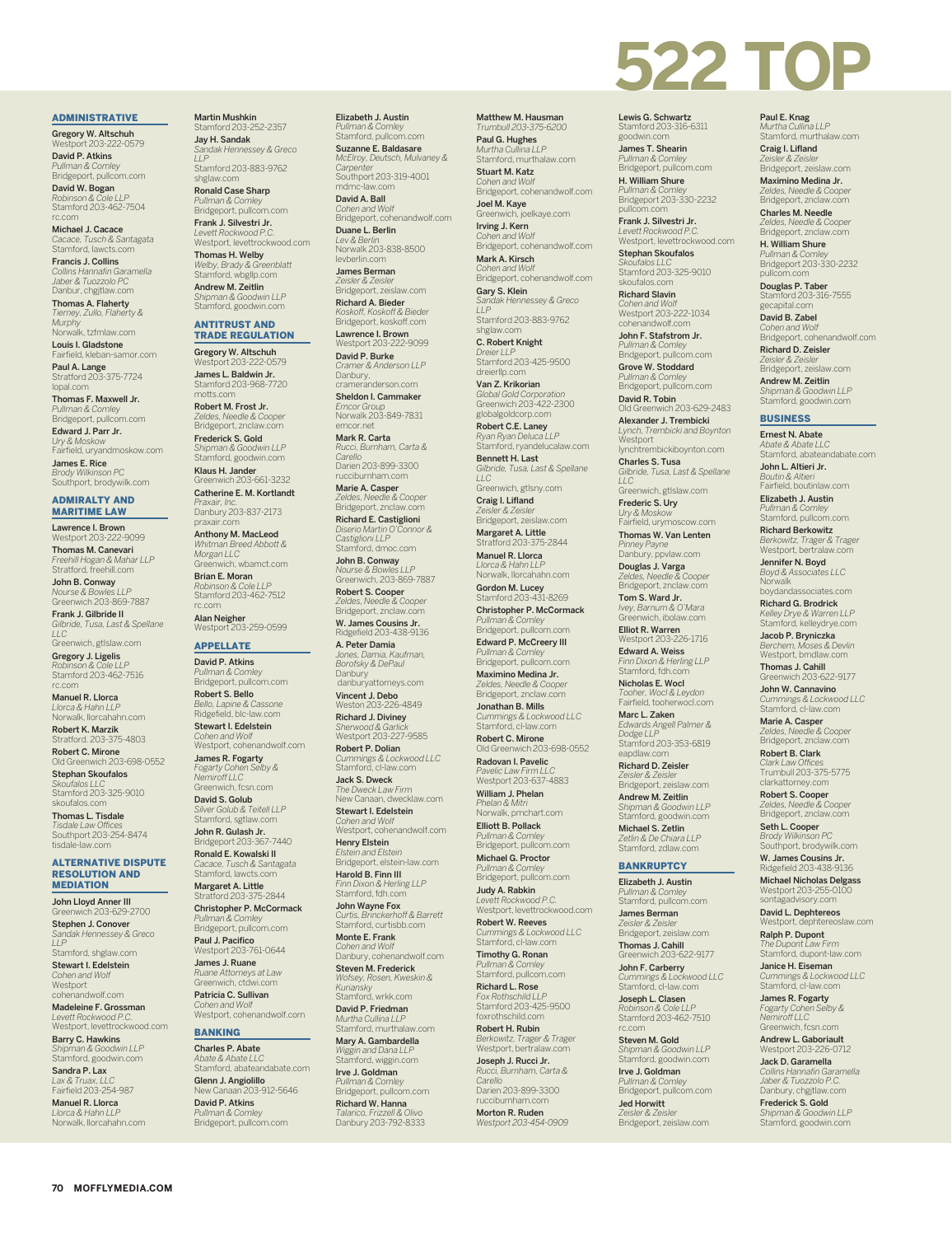# 522 TOP

## ADMINISTRATIVE

**Gregory W. Altschuh**
Westport 203-222-0579

**David P. Atkins**
*Pullman & Comley*
Bridgeport, pullcom.com

**David W. Bogan**
*Robinson & Cole LLP*
Stamford 203-462-7504
rc.com

**Michael J. Cacace**
*Cacace, Tusch & Santagata*
Stamford, lawcts.com

**Francis J. Collins**
*Collins Hannafin Garamella Jaber & Tuozzolo PC*
Danbur, chgjtlaw.com

**Thomas A. Flaherty**
*Tierney, Zullo, Flaherty & Murphy*
Norwalk, tzfmlaw.com

**Louis I. Gladstone**
Fairfield, kleban-samor.com

**Paul A. Lange**
Stratford 203-375-7724
lopal.com

**Thomas F. Maxwell Jr.**
*Pullman & Comley*
Bridgeport, pullcom.com

**Edward J. Parr Jr.**
*Ury & Moskow*
Fairfield, uryandmoskow.com

**James E. Rice**
*Brody Wilkinson PC*
Southport, brodywilk.com

## ADMIRALTY AND MARITIME LAW

**Lawrence I. Brown**
Westport 203-222-9099

**Thomas M. Canevari**
*Freehill Hogan & Mahar LLP*
Stratford, freehill.com

**John B. Conway**
*Nourse & Bowles LLP*
Greenwich 203-869-7887

**Frank J. Gilbride II**
*Gilbride, Tusa, Last & Spellane LLC*
Greenwich, gtlslaw.com

**Gregory J. Ligelis**
*Robinson & Cole LLP*
Stamford 203-462-7516
rc.com

**Manuel R. Llorca**
*Llorca & Hahn LLP*
Norwalk, llorcahahn.com

**Robert K. Marzik**
Stratford. 203-375-4803

**Robert C. Mirone**
Old Greenwich 203-698-0552

**Stephan Skoufalos**
*Skoufalos LLC*
Stamford 203-325-9010
skoufalos.com

**Thomas L. Tisdale**
*Tisdale Law Offices*
Southport 203-254-8474
tisdale-law.com

## ALTERNATIVE DISPUTE RESOLUTION AND MEDIATION

**John Lloyd Anner III**
Greenwich 203-629-2700

**Stephen J. Conover**
*Sandak Hennessey & Greco LLP*
Stamford, shglaw.com

**Stewart I. Edelstein**
*Cohen and Wolf*
Westport
cohenandwolf.com

**Madeleine F. Grossman**
*Levett Rockwood P.C.*
Westport, levettrockwood.com

**Barry C. Hawkins**
*Shipman & Goodwin LLP*
Stamford, goodwin.com

**Sandra P. Lax**
*Lax & Truax, LLC*
Fairfield 203-254-987

**Manuel R. Llorca**
*Llorca & Hahn LLP*
Norwalk, llorcahahn.com

**Martin Mushkin**
Stamford 203-252-2357

**Jay H. Sandak**
*Sandak Hennessey & Greco LLP*
Stamford 203-883-9762
shglaw.com

**Ronald Case Sharp**
*Pullman & Comley*
Bridgeport, pullcom.com

**Frank J. Silvestri Jr.**
*Levett Rockwood P.C.*
Westport, levettrockwood.com

**Thomas H. Welby**
*Welby, Brady & Greenblatt*
Stamford, wbgllp.com

**Andrew M. Zeitlin**
*Shipman & Goodwin LLP*
Stamford, goodwin.com

## ANTITRUST AND TRADE REGULATION

**Gregory W. Altschuh**
Westport 203-222-0579

**James L. Baldwin Jr.**
Stamford 203-968-7720
motts.com

**Robert M. Frost Jr.**
*Zeldes, Needle & Cooper*
Bridgeport, znclaw.com

**Frederick S. Gold**
*Shipman & Goodwin LLP*
Stamford, goodwin.com

**Klaus H. Jander**
Greenwich 203-661-3232

**Catherine E. M. Kortlandt**
*Praxair, Inc.*
Danbury 203-837-2173
praxair.com

**Anthony M. MacLeod**
*Whitman Breed Abbott & Morgan LLC*
Greenwich, wbamct.com

**Brian E. Moran**
*Robinson & Cole LLP*
Stamford 203-462-7512
rc.com

**Alan Neigher**
Westport 203-259-0599

## APPELLATE

**David P. Atkins**
*Pullman & Comley*
Bridgeport, pullcom.com

**Robert S. Bello**
*Bello, Lapine & Cassone*
Ridgefield, blc-law.com

**Stewart I. Edelstein**
*Cohen and Wolf*
Westport, cohenandwolf.com

**James R. Fogarty**
*Fogarty Cohen Selby & Nemiroff LLC*
Greenwich, fcsn.com

**David S. Golub**
*Silver Golub & Teitell LLP*
Stamford, sgtlaw.com

**John R. Gulash Jr.**
Bridgeport 203-367-7440

**Ronald E. Kowalski II**
*Cacace, Tusch & Santagata*
Stamford, lawcts.com

**Margaret A. Little**
Stratford 203-375-2844

**Christopher P. McCormack**
*Pullman & Comley*
Bridgeport, pullcom.com

**Paul J. Pacifico**
Westport 203-761-0644

**James J. Ruane**
*Ruane Attorneys at Law*
Greenwich, ctdwi.com

**Patricia C. Sullivan**
*Cohen and Wolf*
Westport, cohenandwolf.com

## BANKING

**Charles P. Abate**
*Abate & Abate LLC*
Stamford, abateandabate.com

**Glenn J. Angiolillo**
New Canaan 203-912-5646

**David P. Atkins**
*Pullman & Comley*
Bridgeport, pullcom.com

**Elizabeth J. Austin**
*Pullman & Comley*
Stamford, pullcom.com

**Suzanne E. Baldasare**
*McElroy, Deutsch, Mulvaney & Carpenter*
Southport 203-319-4001
mdmc-law.com

**David A. Ball**
*Cohen and Wolf*
Bridgeport, cohenandwolf.com

**Duane L. Berlin**
*Lev & Berlin*
Norwalk 203-838-8500
levberlin.com

**James Berman**
*Zeisler & Zeisler*
Bridgeport, zeislaw.com

**Richard A. Bieder**
*Koskoff, Koskoff & Bieder*
Bridgeport, koskoff.com

**Lawrence I. Brown**
Westport 203-222-9099

**David P. Burke**
*Cramer & Anderson LLP*
Danbury,
crameranderson.com

**Sheldon I. Cammaker**
*Emcor Group*
Norwalk 203-849-7831
emcor.net

**Mark R. Carta**
*Rucci, Burnham, Carta & Carello*
Darien 203-899-3300
rucciburnham.com

**Marie A. Casper**
*Zeldes, Needle & Cooper*
Bridgeport, znclaw.com

**Richard E. Castiglioni**
*Diserio Martin O'Connor & Castiglioni LLP*
Stamford, dmoc.com

**John B. Conway**
*Nourse & Bowles LLP*
Greenwich, 203-869-7887

**Robert S. Cooper**
*Zeldes, Needle & Cooper*
Bridgeport, znclaw.com

**W. James Cousins Jr.**
Ridgefield 203-438-9136

**A. Peter Damia**
*Jones, Damia, Kaufman, Borofsky & DePaul*
Danbury
danburyattorneys.com

**Vincent J. Debo**
Weston 203-226-4849

**Richard J. Diviney**
*Sherwood & Garlick*
Westport 203-227-9585

**Robert P. Dolian**
*Cummings & Lockwood LLC*
Stamford, cl-law.com

**Jack S. Dweck**
*The Dweck Law Firm*
New Canaan, dwecklaw.com

**Stewart I. Edelstein**
*Cohen and Wolf*
Westport, cohenandwolf.com

**Henry Elstein**
*Elstein and Elstein*
Bridgeport, elstein-law.com

**Harold B. Finn III**
*Finn Dixon & Herling LLP*
Stamford, fdh.com

**John Wayne Fox**
*Curtis, Brinckerhoff & Barrett*
Stamford, curtisbb.com

**Monte E. Frank**
*Cohen and Wolf*
Danbury, cohenandwolf.com

**Steven M. Frederick**
*Wofsey, Rosen, Kweskin & Kuriansky*
Stamford, wrkk.com

**David P. Friedman**
*Murtha Cullina LLP*
Stamford, murthalaw.com

**Mary A. Gambardella**
*Wiggin and Dana LLP*
Stamford, wiggin.com

**Irve J. Goldman**
*Pullman & Comley*
Bridgeport, pullcom.com

**Richard W. Hanna**
*Talarico, Frizzell & Olivo*
Danbury 203-792-8333

**Matthew M. Hausman**
*Trumbull 203-375-6200*

**Paul G. Hughes**
*Murtha Cullina LLP*
Stamford, murthalaw.com

**Stuart M. Katz**
*Cohen and Wolf*
Bridgeport, cohenandwolf.com

**Joel M. Kaye**
Greenwich, joelkaye.com

**Irving J. Kern**
*Cohen and Wolf*
Bridgeport, cohenandwolf.com

**Mark A. Kirsch**
*Cohen and Wolf*
Bridgeport, cohenandwolf.com

**Gary S. Klein**
*Sandak Hennessey & Greco LLP*
Stamford 203-883-9762
shglaw.com

**C. Robert Knight**
*Dreier LLP*
Stamford 203-425-9500
dreierllp.com

**Van Z. Krikorian**
*Global Gold Corporation*
Greenwich 203-422-2300
globalgoldcorp.com

**Robert C.E. Laney**
*Ryan Ryan Deluca LLP*
Stamford, ryandelucalaw.com

**Bennett H. Last**
*Gilbride, Tusa, Last & Spellane LLC*
Greenwich, gtlsny.com

**Craig I. Lifland**
*Zeisler & Zeisler*
Bridgeport, zeislaw.com

**Margaret A. Little**
Stratford 203-375-2844

**Manuel R. Llorca**
*Llorca & Hahn LLP*
Norwalk, llorcahahn.com

**Gordon M. Lucey**
Stamford 203-431-8269

**Christopher P. McCormack**
*Pullman & Comley*
Bridgeport, pullcom.com

**Edward P. McCreery III**
*Pullman & Comley*
Bridgeport, pullcom.com

**Maximino Medina Jr.**
*Zeldes, Needle & Cooper*
Bridgeport, znclaw.com

**Jonathan B. Mills**
*Cummings & Lockwood LLC*
Stamford, cl-law.com

**Robert C. Mirone**
Old Greenwich 203-698-0552

**Radovan I. Pavelic**
*Pavelic Law Firm LLC*
Westport 203-637-4883

**William J. Phelan**
*Phelan & Mitri*
Norwalk, pmchart.com

**Elliott B. Pollack**
*Pullman & Comley*
Bridgeport, pullcom.com

**Michael G. Proctor**
*Pullman & Comley*
Bridgeport, pullcom.com

**Judy A. Rabkin**
*Levett Rockwood P.C.*
Westport, levettrockwood.com

**Robert W. Reeves**
*Cummings & Lockwood LLC*
Stamford, cl-law.com

**Timothy G. Ronan**
*Pullman & Comley*
Stamford, pullcom.com

**Richard L. Rose**
*Fox Rothschild LLP*
Stamford 203-425-9500
foxrothschild.com

**Robert H. Rubin**
*Berkowitz, Trager & Trager*
Westport, bertralaw.com

**Joseph J. Rucci Jr.**
*Rucci, Burnham, Carta & Carello*
Darien 203-899-3300
rucciburnham.com

**Morton R. Ruden**
*Westport 203-454-0909*

**Lewis G. Schwartz**
Stamford 203-316-6311
goodwin.com

**James T. Shearin**
*Pullman & Comley*
Bridgeport, pullcom.com

**H. William Shure**
*Pullman & Comley*
Bridgeport 203-330-2232
pullcom.com

**Frank J. Silvestri Jr.**
*Levett Rockwood P.C.*
Westport, levettrockwood.com

**Stephan Skoufalos**
*Skoufalos LLC*
Stamford 203-325-9010
skoufalos.com

**Richard Slavin**
*Cohen and Wolf*
Westport 203-222-1034
cohenandwolf.com

**John F. Stafstrom Jr.**
*Pullman & Comley*
Bridgeport, pullcom.com

**Grove W. Stoddard**
*Pullman & Comley*
Bridgeport, pullcom.com

**David R. Tobin**
Old Greenwich 203-629-2483

**Alexander J. Trembicki**
*Lynch, Trembicki and Boynton*
Westport
lynchtrembickiboynton.com

**Charles S. Tusa**
*Gilbride, Tusa, Last & Spellane LLC*
Greenwich, gtlslaw.com

**Frederic S. Ury**
*Ury & Moskow*
Fairfield, urymoscow.com

**Thomas W. Van Lenten**
*Pinney Payne*
Danbury, ppvlaw.com

**Douglas J. Varga**
*Zeldes, Needle & Cooper*
Bridgeport, znclaw.com

**Tom S. Ward Jr.**
*Ivey, Barnum & O'Mara*
Greenwich, ibolaw.com

**Elliot R. Warren**
Westport 203-226-1716

**Edward A. Weiss**
*Finn Dixon & Herling LLP*
Stamford, fdh.com

**Nicholas E. Wocl**
*Tooher, Wocl & Leydon*
Fairfield, tooherwocl.com

**Marc L. Zaken**
*Edwards Angell Palmer & Dodge LLP*
Stamford 203-353-6819
eapdlaw.com

**Richard D. Zeisler**
*Zeisler & Zeisler*
Bridgeport, zeislaw.com

**Andrew M. Zeitlin**
*Shipman & Goodwin LLP*
Stamford, goodwin.com

**Michael S. Zetlin**
*Zetlin & De Chiara LLP*
Stamford, zdlaw.com

## BANKRUPTCY

**Elizabeth J. Austin**
*Pullman & Comley*
Stamford, pullcom.com

**James Berman**
*Zeisler & Zeisler*
Bridgeport, zeislaw.com

**Thomas J. Cahill**
Greenwich 203-622-9177

**John F. Carberry**
*Cummings & Lockwood LLC*
Stamford, cl-law.com

**Joseph L. Clasen**
*Robinson & Cole LLP*
Stamford 203-462-7510
rc.com

**Steven M. Gold**
*Shipman & Goodwin LLP*
Stamford, goodwin.com

**Irve J. Goldman**
*Pullman & Comley*
Bridgeport, pullcom.com

**Jed Horwitt**
*Zeisler & Zeisler*
Bridgeport, zeislaw.com

**Paul E. Knag**
*Murtha Cullina LLP*
Stamford, murthalaw.com

**Craig I. Lifland**
*Zeisler & Zeisler*
Bridgeport, zeislaw.com

**Maximino Medina Jr.**
*Zeldes, Needle & Cooper*
Bridgeport, znclaw.com

**Charles M. Needle**
*Zeldes, Needle & Cooper*
Bridgeport, znclaw.com

**H. William Shure**
*Pullman & Comley*
Bridgeport 203-330-2232
pullcom.com

**Douglas P. Taber**
Stamford 203-316-7555
gecapital.com

**David B. Zabel**
*Cohen and Wolf*
Bridgeport, cohenandwolf.com

**Richard D. Zeisler**
*Zeisler & Zeisler*
Bridgeport, zeislaw.com

**Andrew M. Zeitlin**
*Shipman & Goodwin LLP*
Stamford, goodwin.com

## BUSINESS

**Ernest N. Abate**
*Abate & Abate LLC*
Stamford, abateandabate.com

**John L. Altieri Jr.**
*Boutin & Altieri*
Fairfield, boutinlaw.com

**Elizabeth J. Austin**
*Pullman & Comley*
Stamford, pullcom.com

**Richard Berkowitz**
*Berkowitz, Trager & Trager*
Westport, bertralaw.com

**Jennifer N. Boyd**
*Boyd & Associates LLC*
Norwalk
boydandassociates.com

**Richard G. Brodrick**
*Kelley Drye & Warren LLP*
Stamford, kelleydrye.com

**Jacob P. Bryniczka**
*Berchem, Moses & Devlin*
Westport, bmdlaw.com

**Thomas J. Cahill**
Greenwich 203-622-9177

**John W. Cannavino**
*Cummings & Lockwood LLC*
Stamford, cl-law.com

**Marie A. Casper**
*Zeldes, Needle & Cooper*
Bridgeport, znclaw.com

**Robert B. Clark**
*Clark Law Offices*
Trumbull 203-375-5775
clarkattorney.com

**Robert S. Cooper**
*Zeldes, Needle & Cooper*
Bridgeport, znclaw.com

**Seth L. Cooper**
*Brody Wilkinson PC*
Southport, brodywilk.com

**W. James Cousins Jr.**
Ridgefield 203-438-9136

**Michael Nicholas Delgass**
Westport 203-255-0100
sontagadvisory.com

**David L. Dephtereos**
Westport, dephtereoslaw.com

**Ralph P. Dupont**
*The Dupont Law Firm*
Stamford, dupont-law.com

**Janice H. Eiseman**
*Cummings & Lockwood LLC*
Stamford, cl-law.com

**James R. Fogarty**
*Fogarty Cohen Selby & Nemiroff LLC*
Greenwich, fcsn.com

**Andrew L. Gaboriault**
Westport 203-226-0712

**Jack D. Garamella**
*Collins Hannafin Garamella Jaber & Tuozzolo P.C.*
Danbury, chgjtlaw.com

**Frederick S. Gold**
*Shipman & Goodwin LLP*
Stamford, goodwin.com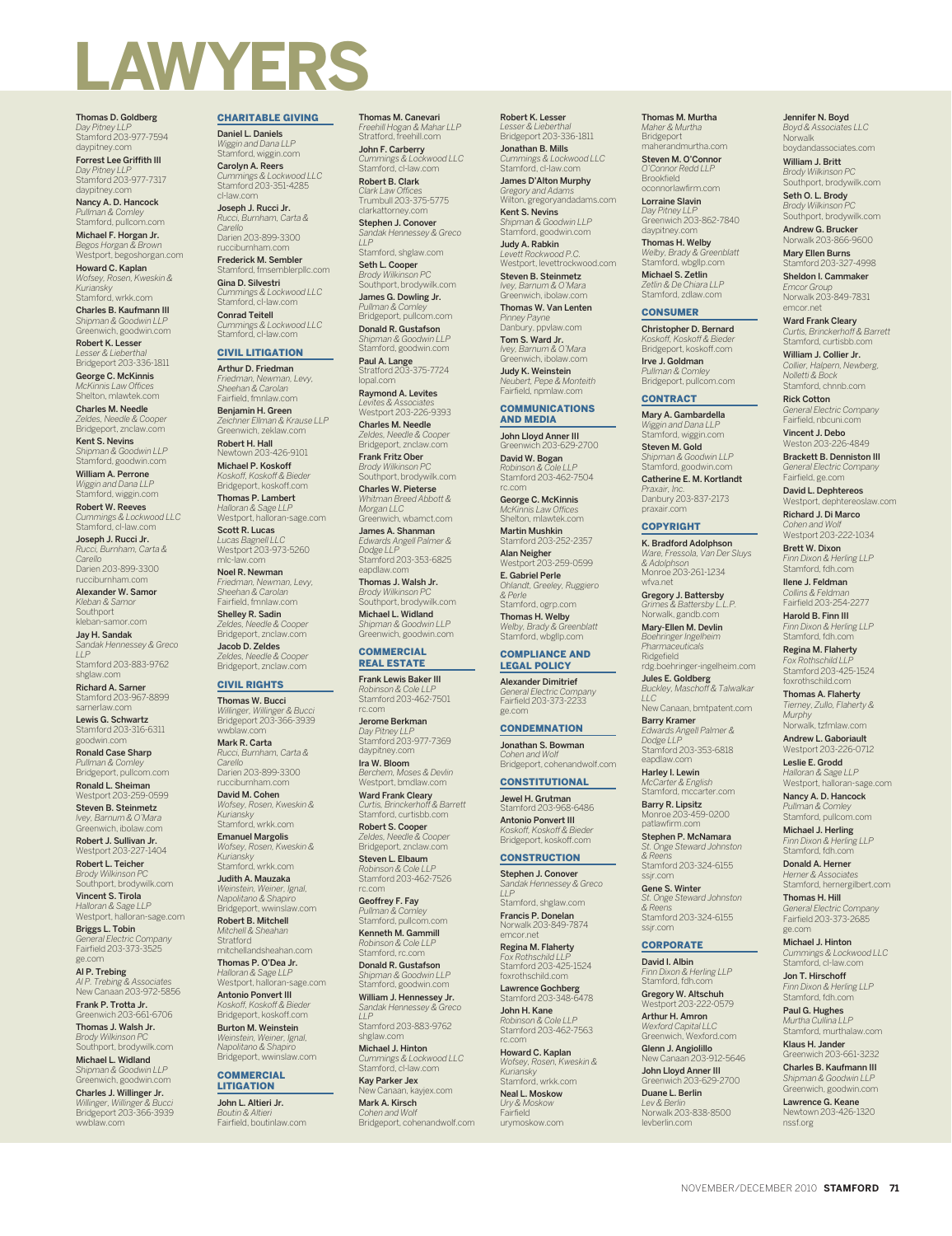# LAWYERS

**Thomas D. Goldberg**
*Day Pitney LLP*
Stamford 203-977-7594
daypitney.com

**Forrest Lee Griffith III**
*Day Pitney LLP*
Stamford 203-977-7317
daypitney.com

**Nancy A. D. Hancock**
*Pullman & Comley*
Stamford, pullcom.com

**Michael F. Horgan Jr.**
*Begos Horgan & Brown*
Westport, begoshorgan.com

**Howard C. Kaplan**
*Wofsey, Rosen, Kweskin & Kuriansky*
Stamford, wrkk.com

**Charles B. Kaufmann III**
*Shipman & Goodwin LLP*
Greenwich, goodwin.com

**Robert K. Lesser**
*Lesser & Lieberthal*
Bridgeport 203-336-1811

**George C. McKinnis**
*McKinnis Law Offices*
Shelton, mlawtek.com

**Charles M. Needle**
*Zeldes, Needle & Cooper*
Bridgeport, znclaw.com

**Kent S. Nevins**
*Shipman & Goodwin LLP*
Stamford, goodwin.com

**William A. Perrone**
*Wiggin and Dana LLP*
Stamford, wiggin.com

**Robert W. Reeves**
*Cummings & Lockwood LLC*
Stamford, cl-law.com

**Joseph J. Rucci Jr.**
*Rucci, Burnham, Carta & Carello*
Darien 203-899-3300
rucciburnham.com

**Alexander W. Samor**
*Kleban & Samor*
Southport
kleban-samor.com

**Jay H. Sandak**
*Sandak Hennessey & Greco LLP*
Stamford 203-883-9762
shglaw.com

**Richard A. Sarner**
Stamford 203-967-8899
sarnerlaw.com

**Lewis G. Schwartz**
Stamford 203-316-6311
goodwin.com

**Ronald Case Sharp**
*Pullman & Comley*
Bridgeport, pullcom.com

**Ronald L. Sheiman**
Westport 203-259-0599

**Steven B. Steinmetz**
*Ivey, Barnum & O'Mara*
Greenwich, ibolaw.com

**Robert J. Sullivan Jr.**
Westport 203-227-1404

**Robert L. Teicher**
*Brody Wilkinson PC*
Southport, brodywilk.com

**Vincent S. Tirola**
*Halloran & Sage LLP*
Westport, halloran-sage.com

**Briggs L. Tobin**
*General Electric Company*
Fairfield 203-373-3525
ge.com

**Al P. Trebing**
*Al P. Trebing & Associates*
New Canaan 203-972-5856

**Frank P. Trotta Jr.**
Greenwich 203-661-6706

**Thomas J. Walsh Jr.**
*Brody Wilkinson PC*
Southport, brodywilk.com

**Michael L. Widland**
*Shipman & Goodwin LLP*
Greenwich, goodwin.com

**Charles J. Willinger Jr.**
*Willinger, Willinger & Bucci*
Bridgeport 203-366-3939
wwblaw.com

## CHARITABLE GIVING

**Daniel L. Daniels**
*Wiggin and Dana LLP*
Stamford, wiggin.com

**Carolyn A. Reers**
*Cummings & Lockwood LLC*
Stamford 203-351-4285
cl-law.com

**Joseph J. Rucci Jr.**
*Rucci, Burnham, Carta & Carello*
Darien 203-899-3300
rucciburnham.com

**Frederick M. Sembler**
Stamford, fmsemblerpllc.com

**Gina D. Silvestri**
*Cummings & Lockwood LLC*
Stamford, cl-law.com

**Conrad Teitell**
*Cummings & Lockwood LLC*
Stamford, cl-law.com

## CIVIL LITIGATION

**Arthur D. Friedman**
*Friedman, Newman, Levy, Sheehan & Carolan*
Fairfield, fmnlaw.com

**Benjamin H. Green**
*Zeichner Ellman & Krause LLP*
Greenwich, zeklaw.com

**Robert H. Hall**
Newtown 203-426-9101

**Michael P. Koskoff**
*Koskoff, Koskoff & Bieder*
Bridgeport, koskoff.com

**Thomas P. Lambert**
*Halloran & Sage LLP*
Westport, halloran-sage.com

**Scott R. Lucas**
*Lucas Bagnell LLC*
Westport 203-973-5260
mlc-law.com

**Noel R. Newman**
*Friedman, Newman, Levy, Sheehan & Carolan*
Fairfield, fmnlaw.com

**Shelley R. Sadin**
*Zeldes, Needle & Cooper*
Bridgeport, znclaw.com

**Jacob D. Zeldes**
*Zeldes, Needle & Cooper*
Bridgeport, znclaw.com

## CIVIL RIGHTS

**Thomas W. Bucci**
*Willinger, Willinger & Bucci*
Bridgeport 203-366-3939
wwblaw.com

**Mark R. Carta**
*Rucci, Burnham, Carta & Carello*
Darien 203-899-3300
rucciburnham.com

**David M. Cohen**
*Wofsey, Rosen, Kweskin & Kuriansky*
Stamford, wrkk.com

**Emanuel Margolis**
*Wofsey, Rosen, Kweskin & Kuriansky*
Stamford, wrkk.com

**Judith A. Mauzaka**
*Weinstein, Weiner, Ignal, Napolitano & Shapiro*
Bridgeport, wwinslaw.com

**Robert B. Mitchell**
*Mitchell & Sheahan*
Stratford
mitchellandsheahan.com

**Thomas P. O'Dea Jr.**
*Halloran & Sage LLP*
Westport, halloran-sage.com

**Antonio Ponvert III**
*Koskoff, Koskoff & Bieder*
Bridgeport, koskoff.com

**Burton M. Weinstein**
*Weinstein, Weiner, Ignal, Napolitano & Shapiro*
Bridgeport, wwinslaw.com

## COMMERCIAL LITIGATION

**John L. Altieri Jr.**
*Boutin & Altieri*
Fairfield, boutinlaw.com

**Thomas M. Canevari**
*Freehill Hogan & Mahar LLP*
Stratford, freehill.com

**John F. Carberry**
*Cummings & Lockwood LLC*
Stamford, cl-law.com

**Robert B. Clark**
*Clark Law Offices*
Trumbull 203-375-5775
clarkattorney.com

**Stephen J. Conover**
*Sandak Hennessey & Greco LLP*
Stamford, shglaw.com

**Seth L. Cooper**
*Brody Wilkinson PC*
Southport, brodywilk.com

**James G. Dowling Jr.**
*Pullman & Comley*
Bridgeport, pullcom.com

**Donald R. Gustafson**
*Shipman & Goodwin LLP*
Stamford, goodwin.com

**Paul A. Lange**
Stratford 203-375-7724
lopal.com

**Raymond A. Levites**
*Levites & Associates*
Westport 203-226-9393

**Charles M. Needle**
*Zeldes, Needle & Cooper*
Bridgeport, znclaw.com

**Frank Fritz Ober**
*Brody Wilkinson PC*
Southport, brodywilk.com

**Charles W. Pieterse**
*Whitman Breed Abbott & Morgan LLC*
Greenwich, wbamct.com

**James A. Shanman**
*Edwards Angell Palmer & Dodge LLP*
Stamford 203-353-6825
eapdlaw.com

**Thomas J. Walsh Jr.**
*Brody Wilkinson PC*
Southport, brodywilk.com

**Michael L. Widland**
*Shipman & Goodwin LLP*
Greenwich, goodwin.com

## COMMERCIAL REAL ESTATE

**Frank Lewis Baker III**
*Robinson & Cole LLP*
Stamford 203-462-7501
rc.com

**Jerome Berkman**
*Day Pitney LLP*
Stamford 203-977-7369
daypitney.com

**Ira W. Bloom**
*Berchem, Moses & Devlin*
Westport, bmdlaw.com

**Ward Frank Cleary**
*Curtis, Brinckerhoff & Barrett*
Stamford, curtisbb.com

**Robert S. Cooper**
*Zeldes, Needle & Cooper*
Bridgeport, znclaw.com

**Steven L. Elbaum**
*Robinson & Cole LLP*
Stamford 203-462-7526
rc.com

**Geoffrey F. Fay**
*Pullman & Comley*
Stamford, pullcom.com

**Kenneth M. Gammill**
*Robinson & Cole LLP*
Stamford, rc.com

**Donald R. Gustafson**
*Shipman & Goodwin LLP*
Stamford, goodwin.com

**William J. Hennessey Jr.**
*Sandak Hennessey & Greco LLP*
Stamford 203-883-9762
shglaw.com

**Michael J. Hinton**
*Cummings & Lockwood LLC*
Stamford, cl-law.com

**Kay Parker Jex**
New Canaan, kayjex.com

**Mark A. Kirsch**
*Cohen and Wolf*
Bridgeport, cohenandwolf.com

**Robert K. Lesser**
*Lesser & Lieberthal*
Bridgeport 203-336-1811

**Jonathan B. Mills**
*Cummings & Lockwood LLC*
Stamford, cl-law.com

**James D'Alton Murphy**
*Gregory and Adams*
Wilton, gregoryandadams.com

**Kent S. Nevins**
*Shipman & Goodwin LLP*
Stamford, goodwin.com

**Judy A. Rabkin**
*Levett Rockwood P.C.*
Westport, levettrockwood.com

**Steven B. Steinmetz**
*Ivey, Barnum & O'Mara*
Greenwich, ibolaw.com

**Thomas W. Van Lenten**
*Pinney Payne*
Danbury, ppvlaw.com

**Tom S. Ward Jr.**
*Ivey, Barnum & O'Mara*
Greenwich, ibolaw.com

**Judy K. Weinstein**
*Neubert, Pepe & Monteith*
Fairfield, npmlaw.com

## COMMUNICATIONS AND MEDIA

**John Lloyd Anner III**
Greenwich 203-629-2700

**David W. Bogan**
*Robinson & Cole LLP*
Stamford 203-462-7504
rc.com

**George C. McKinnis**
*McKinnis Law Offices*
Shelton, mlawtek.com

**Martin Mushkin**
Stamford 203-252-2357

**Alan Neigher**
Westport 203-259-0599

**E. Gabriel Perle**
*Ohlandt, Greeley, Ruggiero & Perle*
Stamford, ogrp.com

**Thomas H. Welby**
*Welby, Brady & Greenblatt*
Stamford, wbgllp.com

## COMPLIANCE AND LEGAL POLICY

**Alexander Dimitrief**
*General Electric Company*
Fairfield 203-373-2233
ge.com

## CONDEMNATION

**Jonathan S. Bowman**
*Cohen and Wolf*
Bridgeport, cohenandwolf.com

## CONSTITUTIONAL

**Jewel H. Grutman**
Stamford 203-968-6486

**Antonio Ponvert III**
*Koskoff, Koskoff & Bieder*
Bridgeport, koskoff.com

## CONSTRUCTION

**Stephen J. Conover**
*Sandak Hennessey & Greco LLP*
Stamford, shglaw.com

**Francis P. Donelan**
Norwalk 203-849-7874
emcor.net

**Regina M. Flaherty**
*Fox Rothschild LLP*
Stamford 203-425-1524
foxrothschild.com

**Lawrence Gochberg**
Stamford 203-348-6478

**John H. Kane**
*Robinson & Cole LLP*
Stamford 203-462-7563
rc.com

**Howard C. Kaplan**
*Wofsey, Rosen, Kweskin & Kuriansky*
Stamford, wrkk.com

**Neal L. Moskow**
*Ury & Moskow*
Fairfield
urymoskow.com

**Thomas M. Murtha**
*Maher & Murtha*
Bridgeport
maherandmurtha.com

**Steven M. O'Connor**
*O'Connor Redd LLP*
Brookfield
oconnorlawfirm.com

**Lorraine Slavin**
*Day Pitney LLP*
Greenwich 203-862-7840
daypitney.com

**Thomas H. Welby**
*Welby, Brady & Greenblatt*
Stamford, wbgllp.com

**Michael S. Zetlin**
*Zetlin & De Chiara LLP*
Stamford, zdlaw.com

## CONSUMER

**Christopher D. Bernard**
*Koskoff, Koskoff & Bieder*
Bridgeport, koskoff.com

**Irve J. Goldman**
*Pullman & Comley*
Bridgeport, pullcom.com

## CONTRACT

**Mary A. Gambardella**
*Wiggin and Dana LLP*
Stamford, wiggin.com

**Steven M. Gold**
*Shipman & Goodwin LLP*
Stamford, goodwin.com

**Catherine E. M. Kortlandt**
*Praxair, Inc.*
Danbury 203-837-2173
praxair.com

## COPYRIGHT

**K. Bradford Adolphson**
*Ware, Fressola, Van Der Sluys & Adolphson*
Monroe 203-261-1234
wfva.net

**Gregory J. Battersby**
*Grimes & Battersby L.L.P.*
Norwalk, gandb.com

**Mary-Ellen M. Devlin**
*Boehringer Ingelheim Pharmaceuticals*
Ridgefield
rdg.boehringer-ingelheim.com

**Jules E. Goldberg**
*Buckley, Maschoff & Talwalkar LLC*
New Canaan, bmtpatent.com

**Barry Kramer**
*Edwards Angell Palmer & Dodge LLP*
Stamford 203-353-6818
eapdlaw.com

**Harley I. Lewin**
*McCarter & English*
Stamford, mccarter.com

**Barry R. Lipsitz**
Monroe 203-459-0200
patlawfirm.com

**Stephen P. McNamara**
*St. Onge Steward Johnston & Reens*
Stamford 203-324-6155
ssjr.com

**Gene S. Winter**
*St. Onge Steward Johnston & Reens*
Stamford 203-324-6155
ssjr.com

## CORPORATE

**David I. Albin**
*Finn Dixon & Herling LLP*
Stamford, fdh.com

**Gregory W. Altschuh**
Westport 203-222-0579

**Arthur H. Amron**
*Wexford Capital LLC*
Greenwich, Wexford.com

**Glenn J. Angiolillo**
New Canaan 203-912-5646

**John Lloyd Anner III**
Greenwich 203-629-2700

**Duane L. Berlin**
*Lev & Berlin*
Norwalk 203-838-8500
levberlin.com

**Jennifer N. Boyd**
*Boyd & Associates LLC*
Norwalk
boydandassociates.com

**William J. Britt**
*Brody Wilkinson PC*
Southport, brodywilk.com

**Seth O. L. Brody**
*Brody Wilkinson PC*
Southport, brodywilk.com

**Andrew G. Brucker**
Norwalk 203-866-9600

**Mary Ellen Burns**
Stamford 203-327-4998

**Sheldon I. Cammaker**
*Emcor Group*
Norwalk 203-849-7831
emcor.net

**Ward Frank Cleary**
*Curtis, Brinckerhoff & Barrett*
Stamford, curtisbb.com

**William J. Collier Jr.**
*Collier, Halpern, Newberg, Nolletti & Bock*
Stamford, chnnb.com

**Rick Cotton**
*General Electric Company*
Fairfield, nbcuni.com

**Vincent J. Debo**
Weston 203-226-4849

**Brackett B. Denniston III**
*General Electric Company*
Fairfield, ge.com

**David L. Dephtereos**
Westport, dephtereoslaw.com

**Richard J. Di Marco**
*Cohen and Wolf*
Westport 203-222-1034

**Brett W. Dixon**
*Finn Dixon & Herling LLP*
Stamford, fdh.com

**Ilene J. Feldman**
*Collins & Feldman*
Fairfield 203-254-2277

**Harold B. Finn III**
*Finn Dixon & Herling LLP*
Stamford, fdh.com

**Regina M. Flaherty**
*Fox Rothschild LLP*
Stamford 203-425-1524
foxrothschild.com

**Thomas A. Flaherty**
*Tierney, Zullo, Flaherty & Murphy*
Norwalk, tzfmlaw.com

**Andrew L. Gaboriault**
Westport 203-226-0712

**Leslie E. Grodd**
*Halloran & Sage LLP*
Westport, halloran-sage.com

**Nancy A. D. Hancock**
*Pullman & Comley*
Stamford, pullcom.com

**Michael J. Herling**
*Finn Dixon & Herling LLP*
Stamford, fdh.com

**Donald A. Herner**
*Herner & Associates*
Stamford, hernergilbert.com

**Thomas H. Hill**
*General Electric Company*
Fairfield 203-373-2685
ge.com

**Michael J. Hinton**
*Cummings & Lockwood LLC*
Stamford, cl-law.com

**Jon T. Hirschoff**
*Finn Dixon & Herling LLP*
Stamford, fdh.com

**Paul G. Hughes**
*Murtha Cullina LLP*
Stamford, murthalaw.com

**Klaus H. Jander**
Greenwich 203-661-3232

**Charles B. Kaufmann III**
*Shipman & Goodwin LLP*
Greenwich, goodwin.com

**Lawrence G. Keane**
Newtown 203-426-1320
nssf.org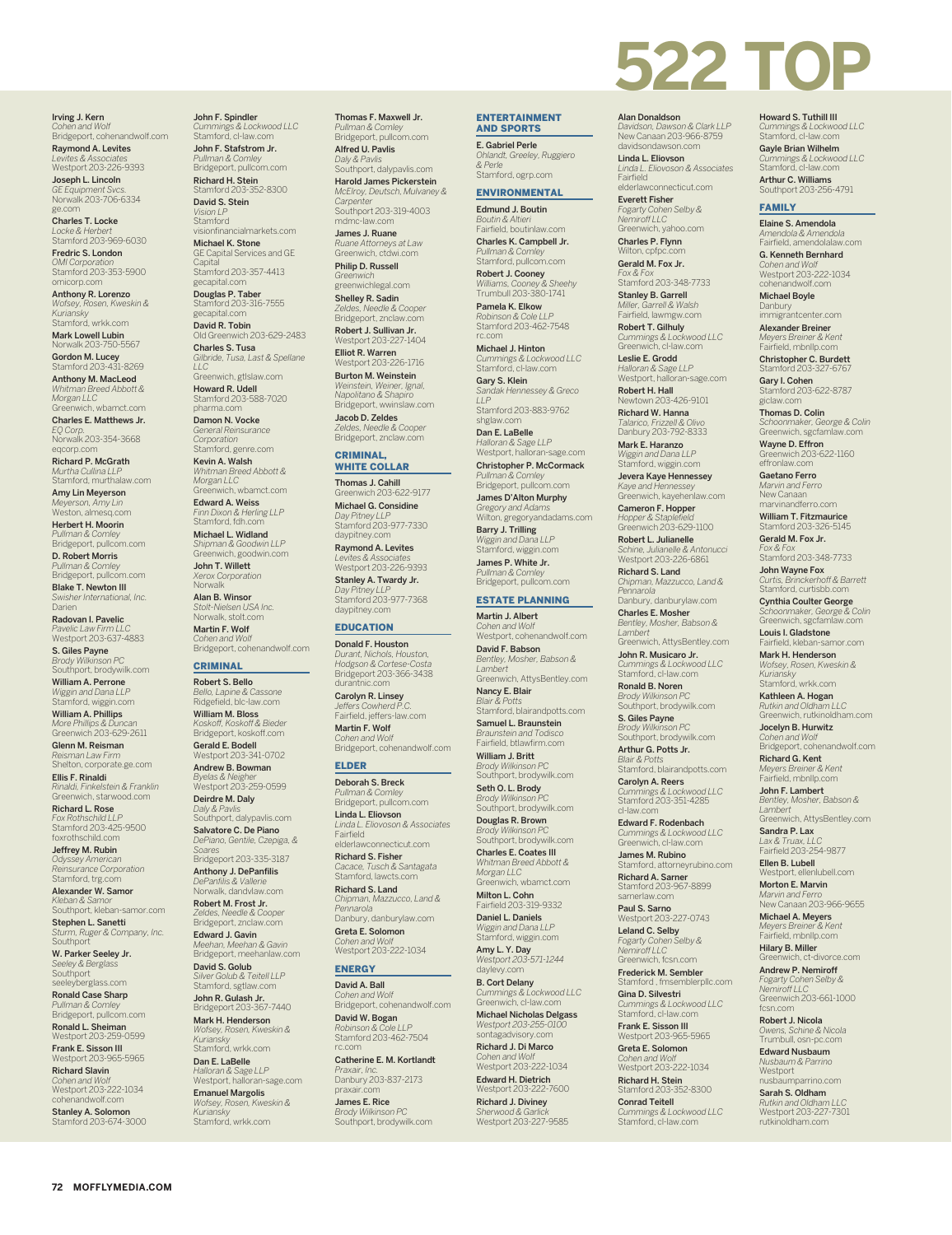# 522 TOP

**Irving J. Kern**
*Cohen and Wolf*
Bridgeport, cohenandwolf.com

**Raymond A. Levites**
*Levites & Associates*
Westport 203-226-9393

**Joseph L. Lincoln**
*GE Equipment Svcs.*
Norwalk 203-706-6334
ge.com

**Charles T. Locke**
*Locke & Herbert*
Stamford 203-969-6030

**Fredric S. London**
*OMI Corporation*
Stamford 203-353-5900
omicorp.com

**Anthony R. Lorenzo**
*Wofsey, Rosen, Kweskin & Kuriansky*
Stamford, wrkk.com

**Mark Lowell Lubin**
Norwalk 203-750-5567

**Gordon M. Lucey**
Stamford 203-431-8269

**Anthony M. MacLeod**
*Whitman Breed Abbott & Morgan LLC*
Greenwich, wbamct.com

**Charles E. Matthews Jr.**
*EQ Corp.*
Norwalk 203-354-3668
eqcorp.com

**Richard P. McGrath**
*Murtha Cullina LLP*
Stamford, murthalaw.com

**Amy Lin Meyerson**
*Meyerson, Amy Lin*
Weston, almesq.com

**Herbert H. Moorin**
*Pullman & Comley*
Bridgeport, pullcom.com

**D. Robert Morris**
*Pullman & Comley*
Bridgeport, pullcom.com

**Blake T. Newton III**
*Swisher International, Inc.*
Darien

**Radovan I. Pavelic**
*Pavelic Law Firm LLC*
Westport 203-637-4883

**S. Giles Payne**
*Brody Wilkinson PC*
Southport, brodywilk.com

**William A. Perrone**
*Wiggin and Dana LLP*
Stamford, wiggin.com

**William A. Phillips**
*More Phillips & Duncan*
Greenwich 203-629-2611

**Glenn M. Reisman**
*Reisman Law Firm*
Shelton, corporate.ge.com

**Ellis F. Rinaldi**
*Rinaldi, Finkelstein & Franklin*
Greenwich, starwood.com

**Richard L. Rose**
*Fox Rothschild LLP*
Stamford 203-425-9500
foxrothschild.com

**Jeffrey M. Rubin**
*Odyssey American Reinsurance Corporation*
Stamford, trg.com

**Alexander W. Samor**
*Kleban & Samor*
Southport, kleban-samor.com

**Stephen L. Sanetti**
*Sturm, Ruger & Company, Inc.*
Southport

**W. Parker Seeley Jr.**
*Seeley & Berglass*
Southport
seeleyberglass.com

**Ronald Case Sharp**
*Pullman & Comley*
Bridgeport, pullcom.com

**Ronald L. Sheiman**
Westport 203-259-0599

**Frank E. Sisson III**
Westport 203-965-5965

**Richard Slavin**
*Cohen and Wolf*
Westport 203-222-1034
cohenandwolf.com

**Stanley A. Solomon**
Stamford 203-674-3000

**John F. Spindler**
*Cummings & Lockwood LLC*
Stamford, cl-law.com

**John F. Stafstrom Jr.**
*Pullman & Comley*
Bridgeport, pullcom.com

**Richard H. Stein**
Stamford 203-352-8300

**David S. Stein**
*Vision LP*
Stamford
visionfinancialmarkets.com

**Michael K. Stone**
GE Capital Services and GE Capital
Stamford 203-357-4413
gecapital.com

**Douglas P. Taber**
Stamford 203-316-7555
gecapital.com

**David R. Tobin**
Old Greenwich 203-629-2483

**Charles S. Tusa**
*Gilbride, Tusa, Last & Spellane LLC*
Greenwich, gtlslaw.com

**Howard R. Udell**
Stamford 203-588-7020
pharma.com

**Damon N. Vocke**
*General Reinsurance Corporation*
Stamford, genre.com

**Kevin A. Walsh**
*Whitman Breed Abbott & Morgan LLC*
Greenwich, wbamct.com

**Edward A. Weiss**
*Finn Dixon & Herling LLP*
Stamford, fdh.com

**Michael L. Widland**
*Shipman & Goodwin LLP*
Greenwich, goodwin.com

**John T. Willett**
*Xerox Corporation*
Norwalk

**Alan B. Winsor**
*Stolt-Nielsen USA Inc.*
Norwalk, stolt.com

**Martin F. Wolf**
*Cohen and Wolf*
Bridgeport, cohenandwolf.com

## CRIMINAL

**Robert S. Bello**
*Bello, Lapine & Cassone*
Ridgefield, blc-law.com

**William M. Bloss**
*Koskoff, Koskoff & Bieder*
Bridgeport, koskoff.com

**Gerald E. Bodell**
Westport 203-341-0702

**Andrew B. Bowman**
*Byelas & Neigher*
Westport 203-259-0599

**Deirdre M. Daly**
*Daly & Pavlis*
Southport, dalypavlis.com

**Salvatore C. De Piano**
*DePiano, Gentile, Czepiga, & Soares*
Bridgeport 203-335-3187

**Anthony J. DePanfilis**
*DePanfilis & Vallerie*
Norwalk, dandvlaw.com

**Robert M. Frost Jr.**
*Zeldes, Needle & Cooper*
Bridgeport, znclaw.com

**Edward J. Gavin**
*Meehan, Meehan & Gavin*
Bridgeport, meehanlaw.com

**David S. Golub**
*Silver Golub & Teitell LLP*
Stamford, sgtlaw.com

**John R. Gulash Jr.**
Bridgeport 203-367-7440

**Mark H. Henderson**
*Wofsey, Rosen, Kweskin & Kuriansky*
Stamford, wrkk.com

**Dan E. LaBelle**
*Halloran & Sage LLP*
Westport, halloran-sage.com

**Emanuel Margolis**
*Wofsey, Rosen, Kweskin & Kuriansky*
Stamford, wrkk.com

**Thomas F. Maxwell Jr.**
*Pullman & Comley*
Bridgeport, pullcom.com

**Alfred U. Pavlis**
*Daly & Pavlis*
Southport, dalypavlis.com

**Harold James Pickerstein**
*McElroy, Deutsch, Mulvaney & Carpenter*
Southport 203-319-4003
mdmc-law.com

**James J. Ruane**
*Ruane Attorneys at Law*
Greenwich, ctdwi.com

**Philip D. Russell**
*Greenwich*
greenwichlegal.com

**Shelley R. Sadin**
*Zeldes, Needle & Cooper*
Bridgeport, znclaw.com

**Robert J. Sullivan Jr.**
Westport 203-227-1404

**Elliot R. Warren**
Westport 203-226-1716

**Burton M. Weinstein**
*Weinstein, Weiner, Ignal, Napolitano & Shapiro*
Bridgeport, wwinslaw.com

**Jacob D. Zeldes**
*Zeldes, Needle & Cooper*
Bridgeport, znclaw.com

## CRIMINAL, WHITE COLLAR

**Thomas J. Cahill**
Greenwich 203-622-9177

**Michael G. Considine**
*Day Pitney LLP*
Stamford 203-977-7330
daypitney.com

**Raymond A. Levites**
*Levites & Associates*
Westport 203-226-9393

**Stanley A. Twardy Jr.**
*Day Pitney LLP*
Stamford 203-977-7368
daypitney.com

## EDUCATION

**Donald F. Houston**
*Durant, Nichols, Houston, Hodgson & Cortese-Costa*
Bridgeport 203-366-3438
durantnic.com

**Carolyn R. Linsey**
*Jeffers Cowherd P.C.*
Fairfield, jeffers-law.com

**Martin F. Wolf**
*Cohen and Wolf*
Bridgeport, cohenandwolf.com

## ELDER

**Deborah S. Breck**
*Pullman & Comley*
Bridgeport, pullcom.com

**Linda L. Eliovson**
*Linda L. Eliovson & Associates*
Fairfield
elderlawconnecticut.com

**Richard S. Fisher**
*Cacace, Tusch & Santagata*
Stamford, lawcts.com

**Richard S. Land**
*Chipman, Mazzucco, Land & Pennarola*
Danbury, danburylaw.com

**Greta E. Solomon**
*Cohen and Wolf*
Westport 203-222-1034

## ENERGY

**David A. Ball**
*Cohen and Wolf*
Bridgeport, cohenandwolf.com

**David W. Bogan**
*Robinson & Cole LLP*
Stamford 203-462-7504
rc.com

**Catherine E. M. Kortlandt**
*Praxair, Inc.*
Danbury 203-837-2173
praxair.com

**James E. Rice**
*Brody Wilkinson PC*
Southport, brodywilk.com

## ENTERTAINMENT AND SPORTS

**E. Gabriel Perle**
*Ohlandt, Greeley, Ruggiero & Perle*
Stamford, ogrp.com

## ENVIRONMENTAL

**Edmund J. Boutin**
*Boutin & Altieri*
Fairfield, boutinlaw.com

**Charles K. Campbell Jr.**
*Pullman & Comley*
Stamford, pullcom.com

**Robert J. Cooney**
*Williams, Cooney & Sheehy*
Trumbull 203-380-1741

**Pamela K. Elkow**
*Robinson & Cole LLP*
Stamford 203-462-7548
rc.com

**Michael J. Hinton**
*Cummings & Lockwood LLC*
Stamford, cl-law.com

**Gary S. Klein**
*Sandak Hennessey & Greco LLP*
Stamford 203-883-9762
shglaw.com

**Dan E. LaBelle**
*Halloran & Sage LLP*
Westport, halloran-sage.com

**Christopher P. McCormack**
*Pullman & Comley*
Bridgeport, pullcom.com

**James D'Alton Murphy**
*Gregory and Adams*
Wilton, gregoryandadams.com

**Barry J. Trilling**
*Wiggin and Dana LLP*
Stamford, wiggin.com

**James P. White Jr.**
*Pullman & Comley*
Bridgeport, pullcom.com

## ESTATE PLANNING

**Martin J. Albert**
*Cohen and Wolf*
Westport, cohenandwolf.com

**David F. Babson**
*Bentley, Mosher, Babson & Lambert*
Greenwich, AttysBentley.com

**Nancy E. Blair**
*Blair & Potts*
Stamford, blairandpotts.com

**Samuel L. Braunstein**
*Braunstein and Todisco*
Fairfield, btlawfirm.com

**William J. Britt**
*Brody Wilkinson PC*
Southport, brodywilk.com

**Seth O. L. Brody**
*Brody Wilkinson PC*
Southport, brodywilk.com

**Douglas R. Brown**
*Brody Wilkinson PC*
Southport, brodywilk.com

**Charles E. Coates III**
*Whitman Breed Abbott & Morgan LLC*
Greenwich, wbamct.com

**Milton L. Cohn**
Fairfield 203-319-9332

**Daniel L. Daniels**
*Wiggin and Dana LLP*
Stamford, wiggin.com

**Amy L. Y. Day**
*Westport 203-571-1244*
daylevy.com

**B. Cort Delany**
*Cummings & Lockwood LLC*
Greenwich, cl-law.com

**Michael Nicholas Delgass**
*Westport 203-255-0100*
sontagadvisory.com

**Richard J. Di Marco**
*Cohen and Wolf*
Westport 203-222-1034

**Edward H. Dietrich**
Westport 203-222-7600

**Richard J. Diviney**
*Sherwood & Garlick*
Westport 203-227-9585

**Alan Donaldson**
*Davidson, Dawson & Clark LLP*
New Canaan 203-966-8759
davidsondawson.com

**Linda L. Eliovson**
*Linda L. Eliovson & Associates*
Fairfield
elderlawconnecticut.com

**Everett Fisher**
*Fogarty Cohen Selby & Nemiroff LLC*
Greenwich, yahoo.com

**Charles P. Flynn**
Wilton, cpfpc.com

**Gerald M. Fox Jr.**
*Fox & Fox*
Stamford 203-348-7733

**Stanley B. Garrell**
*Miller, Garrell & Walsh*
Fairfield, lawmgw.com

**Robert T. Gilhuly**
*Cummings & Lockwood LLC*
Greenwich, cl-law.com

**Leslie E. Grodd**
*Halloran & Sage LLP*
Westport, halloran-sage.com

**Robert H. Hall**
Newtown 203-426-9101

**Richard W. Hanna**
*Talarico, Frizzell & Olivo*
Danbury 203-792-8333

**Mark E. Haranzo**
*Wiggin and Dana LLP*
Stamford, wiggin.com

**Jevera Kaye Hennessey**
*Kaye and Hennessey*
Greenwich, kayehenlaw.com

**Cameron F. Hopper**
*Hopper & Stapleton*
Greenwich 203-629-1100

**Robert L. Julianelle**
*Schine, Julianelle & Antonucci*
Westport 203-226-6861

**Richard S. Land**
*Chipman, Mazzucco, Land & Pennarola*
Danbury, danburylaw.com

**Charles E. Mosher**
*Bentley, Mosher, Babson & Lambert*
Greenwich, AttysBentley.com

**John R. Musicaro Jr.**
*Cummings & Lockwood LLC*
Stamford, cl-law.com

**Ronald B. Noren**
*Brody Wilkinson PC*
Southport, brodywilk.com

**S. Giles Payne**
*Brody Wilkinson PC*
Southport, brodywilk.com

**Arthur G. Potts Jr.**
*Blair & Potts*
Stamford, blairandpotts.com

**Carolyn A. Reers**
*Cummings & Lockwood LLC*
Stamford 203-351-4285
cl-law.com

**Edward F. Rodenbach**
*Cummings & Lockwood LLC*
Greenwich, cl-law.com

**James M. Rubino**
Stamford, attorneyrubino.com

**Richard A. Sarner**
Stamford 203-967-8899
sarnerlaw.com

**Paul S. Sarno**
Westport 203-227-0743

**Leland C. Selby**
*Fogarty Cohen Selby & Nemiroff LLC*
Greenwich, fcsn.com

**Frederick M. Sembler**
Stamford , fmsemblerpllc.com

**Gina D. Silvestri**
*Cummings & Lockwood LLC*
Stamford, cl-law.com

**Frank E. Sisson III**
Westport 203-965-5965

**Greta E. Solomon**
*Cohen and Wolf*
Westport 203-222-1034

**Richard H. Stein**
Stamford 203-352-8300

**Conrad Teitell**
*Cummings & Lockwood LLC*
Stamford, cl-law.com

**Howard S. Tuthill III**
*Cummings & Lockwood LLC*
Stamford, cl-law.com

**Gayle Brian Wilhelm**
*Cummings & Lockwood LLC*
Stamford, cl-law.com

**Arthur C. Williams**
Southport 203-256-4791

## FAMILY

**Elaine S. Amendola**
*Amendola & Amendola*
Fairfield, amendolalaw.com

**G. Kenneth Bernhard**
*Cohen and Wolf*
Westport 203-222-1034
cohenandwolf.com

**Michael Boyle**
Danbury
immigrantcenter.com

**Alexander Breiner**
*Meyers Breiner & Kent*
Fairfield, mbnllp.com

**Christopher C. Burdett**
Stamford 203-327-6767

**Gary I. Cohen**
Stamford 203-622-8787
giclaw.com

**Thomas D. Colin**
*Schoonmaker, George & Colin*
Greenwich, sgcfamlaw.com

**Wayne D. Effron**
Greenwich 203-622-1160
effronlaw.com

**Gaetano Ferro**
*Marvin and Ferro*
New Canaan
marvinandferro.com

**William T. Fitzmaurice**
Stamford 203-326-5145

**Gerald M. Fox Jr.**
*Fox & Fox*
Stamford 203-348-7733

**John Wayne Fox**
*Curtis, Brinckerhoff & Barrett*
Stamford, curtisbb.com

**Cynthia Coulter George**
*Schoonmaker, George & Colin*
Greenwich, sgcfamlaw.com

**Louis I. Gladstone**
Fairfield, kleban-samor.com

**Mark H. Henderson**
*Wofsey, Rosen, Kweskin & Kuriansky*
Stamford, wrkk.com

**Kathleen A. Hogan**
*Rutkin and Oldham LLC*
Greenwich, rutkinoldham.com

**Jocelyn B. Hurwitz**
*Cohen and Wolf*
Bridgeport, cohenandwolf.com

**Richard G. Kent**
*Meyers Breiner & Kent*
Fairfield, mbnllp.com

**John F. Lambert**
*Bentley, Mosher, Babson & Lambert*
Greenwich, AttysBentley.com

**Sandra P. Lax**
*Lax & Truax, LLC*
Fairfield 203-254-9877

**Ellen B. Lubell**
Westport, ellenlubell.com

**Morton E. Marvin**
*Marvin and Ferro*
New Canaan 203-966-9655

**Michael A. Meyers**
*Meyers Breiner & Kent*
Fairfield, mbnllp.com

**Hilary B. Miller**
Greenwich, ct-divorce.com

**Andrew P. Nemiroff**
*Fogarty Cohen Selby & Nemiroff LLC*
Greenwich 203-661-1000
fcsn.com

**Robert J. Nicola**
*Owens, Schine & Nicola*
Trumbull, osn-pc.com

**Edward Nusbaum**
*Nusbaum & Parrino*
Westport
nusbaumparrino.com

**Sarah S. Oldham**
*Rutkin and Oldham LLC*
Westport 203-227-7301
rutkinoldham.com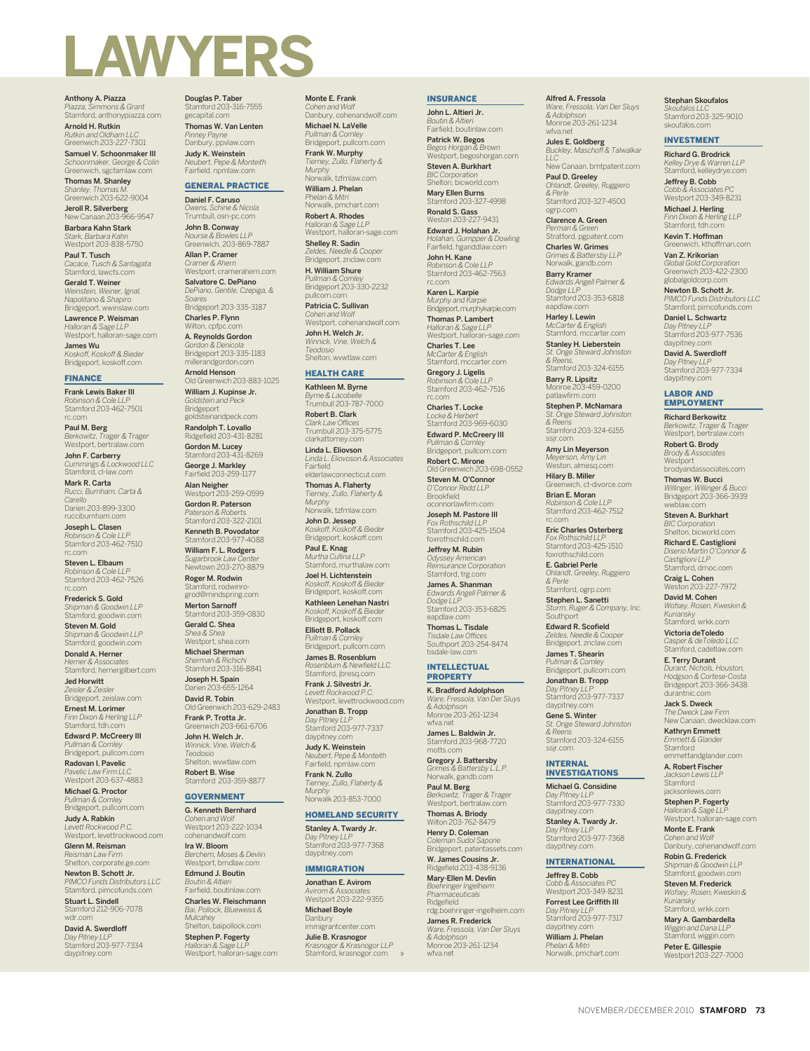# LAWYERS

**Anthony A. Piazza**
*Piazza, Simmons & Grant*
Stamford, anthonypiazza.com

**Arnold H. Rutkin**
*Rutkin and Oldham LLC*
Greenwich 203-227-7301

**Samuel V. Schoonmaker III**
*Schoonmaker, George & Colin*
Greenwich, sgcfamlaw.com

**Thomas M. Shanley**
*Shanley, Thomas M.*
Greenwich 203-622-9004

**Jeroll R. Silverberg**
New Canaan 203-966-9547

**Barbara Kahn Stark**
*Stark, Barbara Kahn*
Westport 203-838-5750

**Paul T. Tusch**
*Cacace, Tusch & Santagata*
Stamford, lawcts.com

**Gerald T. Weiner**
*Weinstein, Weiner, Ignal, Napolitano & Shapiro*
Bridgeport, wwinslaw.com

**Lawrence P. Weisman**
*Halloran & Sage LLP*
Westport, halloran-sage.com

**James Wu**
*Koskoff, Koskoff & Bieder*
Bridgeport, koskoff.com

## FINANCE

**Frank Lewis Baker III**
*Robinson & Cole LLP*
Stamford 203-462-7501
rc.com

**Paul M. Berg**
*Berkowitz, Trager & Trager*
Westport, bertralaw.com

**John F. Carberry**
*Cummings & Lockwood LLC*
Stamford, cl-law.com

**Mark R. Carta**
*Rucci, Burnham, Carta & Carello*
Darien 203-899-3300
rucciburnham.com

**Joseph L. Clasen**
*Robinson & Cole LLP*
Stamford 203-462-7510
rc.com

**Steven L. Elbaum**
*Robinson & Cole LLP*
Stamford 203-462-7526
rc.com

**Frederick S. Gold**
*Shipman & Goodwin LLP*
Stamford, goodwin.com

**Steven M. Gold**
*Shipman & Goodwin LLP*
Stamford, goodwin.com

**Donald A. Herner**
*Herner & Associates*
Stamford, hernergilbert.com

**Jed Horwitt**
*Zeisler & Zeisler*
Bridgeport, zeislaw.com

**Ernest M. Lorimer**
*Finn Dixon & Herling LLP*
Stamford, fdh.com

**Edward P. McCreery III**
*Pullman & Comley*
Bridgeport, pullcom.com

**Radovan I. Pavelic**
*Pavelic Law Firm LLC*
Westport 203-637-4883

**Michael G. Proctor**
*Pullman & Comley*
Bridgeport, pullcom.com

**Judy A. Rabkin**
*Levett Rockwood P.C.*
Westport, levettrockwood.com

**Glenn M. Reisman**
*Reisman Law Firm*
Shelton, corporate.ge.com

**Newton B. Schott Jr.**
*PIMCO Funds Distributors LLC*
Stamford, pimcofunds.com

**Stuart L. Sindell**
Stamford 212-906-7078
wdr.com

**David A. Swerdloff**
*Day Pitney LLP*
Stamford 203-977-7334
daypitney.com

**Douglas P. Taber**
Stamford 203-316-7555
gecapital.com

**Thomas W. Van Lenten**
*Pinney Payne*
Danbury, ppvlaw.com

**Judy K. Weinstein**
*Neubert, Pepe & Monteith*
Fairfield, npmlaw.com

## GENERAL PRACTICE

**Daniel F. Caruso**
*Owens, Schine & Nicola*
Trumbull, osn-pc.com

**John B. Conway**
*Nourse & Bowles LLP*
Greenwich 203-869-7887

**Allan P. Cramer**
*Cramer & Ahern*
Westport, cramerahern.com

**Salvatore C. DePiano**
*DePiano, Gentile, Czepiga, & Soares*
Bridgeport 203-335-3187

**Charles P. Flynn**
Wilton, cpfpc.com

**A. Reynolds Gordon**
*Gordon & Denicola*
Bridgeport 203-335-1183
millerandgordon.com

**Arnold Henson**
Old Greenwich 203-883-1025

**William J. Kupinse Jr.**
*Goldstein and Peck*
Bridgeport
goldsteinandpeck.com

**Randolph T. Lovallo**
Ridgefield 203-431-8281

**Gordon M. Lucey**
Stamford 203-431-8269

**George J. Markley**
Fairfield 203-259-1177

**Alan Neigher**
Westport 203-259-0599

**Gordon R. Paterson**
*Paterson & Roberts*
Stamford 203-322-2101

**Kenneth B. Povodator**
Stamford 203-977-4088

**William F. L. Rodgers**
*Sugarbrook Law Center*
Newtown 203-270-8879

**Roger M. Rodwin**
Stamford, rodwinro-grod@mindspring.com

**Merton Sarnoff**
Stamford 203-359-0830

**Gerald C. Shea**
*Shea & Shea*
Westport, shea.com

**Michael Sherman**
*Sherman & Richichi*
Stamford 203-316-8841

**Joseph H. Spain**
Darien 203-655-1264

**David R. Tobin**
Old Greenwich 203-629-2483

**Frank P. Trotta Jr.**
Greenwich 203-661-6706

**John H. Welch Jr.**
*Winnick, Vine, Welch & Teodosio*
Shelton, wwwtlaw.com

**Robert B. Wise**
Stamford 203-359-8877

## GOVERNMENT

**G. Kenneth Bernhard**
*Cohen and Wolf*
Westport 203-222-1034
cohenandwolf.com

**Ira W. Bloom**
*Berchem, Moses & Devlin*
Westport, bmdlaw.com

**Edmund J. Boutin**
*Boutin & Altieri*
Fairfield, boutinlaw.com

**Charles W. Fleischmann**
*Bai, Pollock, Blueweiss & Mulcahey*
Shelton, baipollock.com

**Stephen P. Fogerty**
*Halloran & Sage LLP*
Westport, halloran-sage.com

**Monte E. Frank**
*Cohen and Wolf*
Danbury, cohenandwolf.com

**Michael N. LaVelle**
*Pullman & Comley*
Bridgeport, pullcom.com

**Frank W. Murphy**
*Tierney, Zullo, Flaherty & Murphy*
Norwalk, tzfmlaw.com

**William J. Phelan**
*Phelan & Mitri*
Norwalk, pmchart.com

**Robert A. Rhodes**
*Halloran & Sage LLP*
Westport, halloran-sage.com

**Shelley R. Sadin**
*Zeldes, Needle & Cooper*
Bridgeport, znclaw.com

**H. William Shure**
*Pullman & Comley*
Bridgeport 203-330-2232
pullcom.com

**Patricia C. Sullivan**
*Cohen and Wolf*
Westport, cohenandwolf.com

**John H. Welch Jr.**
*Winnick, Vine, Welch & Teodosio*
Shelton, wwwtlaw.com

## HEALTH CARE

**Kathleen M. Byrne**
*Byrne & Lacobelle*
Trumbull 203-787-7000

**Robert B. Clark**
*Clark Law Offices*
Trumbull 203-375-5775
clarkattorney.com

**Linda L. Eliovson**
*Linda L. Eliovoson & Associates*
Fairfield
elderlawconnecticut.com

**Thomas A. Flaherty**
*Tierney, Zullo, Flaherty & Murphy*
Norwalk, tzfmlaw.com

**John D. Jessep**
*Koskoff, Koskoff & Bieder*
Bridgeport, koskoff.com

**Paul E. Knag**
*Murtha Cullina LLP*
Stamford, murthalaw.com

**Joel H. Lichtenstein**
*Koskoff, Koskoff & Bieder*
Bridgeport, koskoff.com

**Kathleen Lenehan Nastri**
*Koskoff, Koskoff & Bieder*
Bridgeport, koskoff.com

**Elliott B. Pollack**
*Pullman & Comley*
Bridgeport, pullcom.com

**James B. Rosenblum**
*Rosenblum & Newfield LLC*
Stamford, jbresq.com

**Frank J. Silvestri Jr.**
*Levett Rockwood P.C.*
Westport, levettrockwood.com

**Jonathan B. Tropp**
*Day Pitney LLP*
Stamford 203-977-7337
daypitney.com

**Judy K. Weinstein**
*Neubert, Pepe & Monteith*
Fairfield, npmlaw.com

**Frank N. Zullo**
*Tierney, Zullo, Flaherty & Murphy*
Norwalk 203-853-7000

## HOMELAND SECURITY

**Stanley A. Twardy Jr.**
*Day Pitney LLP*
Stamford 203-977-7368
daypitney.com

## IMMIGRATION

**Jonathan E. Avirom**
*Avirom & Associates*
Westport 203-222-9355

**Michael Boyle**
Danbury
immigrantcenter.com

**Julie B. Krasnogor**
*Krasnogor & Krasnogor LLP*
Stamford, krasnogor.com »

## INSURANCE

**John L. Altieri Jr.**
*Boutin & Altieri*
Fairfield, boutinlaw.com

**Patrick W. Begos**
*Begos Horgan & Brown*
Westport, begoshorgan.com

**Steven A. Burkhart**
*BIC Corporation*
Shelton, bicworld.com

**Mary Ellen Burns**
Stamford 203-327-4998

**Ronald S. Gass**
Weston 203-227-9431

**Edward J. Holahan Jr.**
*Holahan, Gumpper & Dowling*
Fairfield, hganddlaw.com

**John H. Kane**
*Robinson & Cole LLP*
Stamford 203-462-7563
rc.com

**Karen L. Karpie**
*Murphy and Karpie*
Bridgeport, murphykarpie.com

**Thomas P. Lambert**
*Halloran & Sage LLP*
Westport, halloran-sage.com

**Charles T. Lee**
*McCarter & English*
Stamford, mccarter.com

**Gregory J. Ligelis**
*Robinson & Cole LLP*
Stamford 203-462-7516
rc.com

**Charles T. Locke**
*Locke & Herbert*
Stamford 203-969-6030

**Edward P. McCreery III**
*Pullman & Comley*
Bridgeport, pullcom.com

**Robert C. Mirone**
Old Greenwich 203-698-0552

**Steven M. O'Connor**
*O'Connor Redd LLP*
Brookfield
oconnorlawfirm.com

**Joseph M. Pastore III**
*Fox Rothschild LLP*
Stamford 203-425-1504
foxrothschild.com

**Jeffrey M. Rubin**
*Odyssey American Reinsurance Corporation*
Stamford, trg.com

**James A. Shanman**
*Edwards Angell Palmer & Dodge LLP*
Stamford 203-353-6825
eapdlaw.com

**Thomas L. Tisdale**
*Tisdale Law Offices*
Southport 203-254-8474
tisdale-law.com

## INTELLECTUAL PROPERTY

**K. Bradford Adolphson**
*Ware, Fressola, Van Der Sluys & Adolphson*
Monroe 203-261-1234
wfva.net

**James L. Baldwin Jr.**
Stamford 203-968-7720
motts.com

**Gregory J. Battersby**
*Grimes & Battersby L.L.P.*
Norwalk, gandb.com

**Paul M. Berg**
*Berkowitz, Trager & Trager*
Westport, bertralaw.com

**Thomas A. Briody**
Wilton 203-762-8479

**Henry D. Coleman**
*Coleman Sudol Sapone*
Bridgeport, patentassets.com

**W. James Cousins Jr.**
Ridgefield 203-438-9136

**Mary-Ellen M. Devlin**
*Boehringer Ingelheim Pharmaceuticals*
Ridgefield
rdg.boehringer-ingelheim.com

**James R. Frederick**
*Ware, Fressola, Van Der Sluys & Adolphson*
Monroe 203-261-1234
wfva.net

**Alfred A. Fressola**
*Ware, Fressola, Van Der Sluys & Adolphson*
Monroe 203-261-1234
wfva.net

**Jules E. Goldberg**
*Buckley, Maschoff & Talwalkar LLC*
New Canaan, bmtpatent.com

**Paul D. Greeley**
*Ohlandt, Greeley, Ruggiero & Perle*
Stamford 203-327-4500
ogrp.com

**Clarence A. Green**
*Perman & Green*
Stratford, pgpatent.com

**Charles W. Grimes**
*Grimes & Battersby LLP*
Norwalk, gandb.com

**Barry Kramer**
*Edwards Angell Palmer & Dodge LLP*
Stamford 203-353-6818
eapdlaw.com

**Harley I. Lewin**
*McCarter & English*
Stamford, mccarter.com

**Stanley H. Lieberstein**
*St. Onge Steward Johnston & Reens*
Stamford 203-324-6155

**Barry R. Lipsitz**
Monroe 203-459-0200
patlawfirm.com

**Stephen P. McNamara**
*St. Onge Steward Johnston & Reens*
Stamford 203-324-6155
ssjr.com

**Amy Lin Meyerson**
*Meyerson, Amy Lin*
Weston, almesq.com

**Hilary B. Miller**
Greenwich, ct-divorce.com

**Brian E. Moran**
*Robinson & Cole LLP*
Stamford 203-462-7512
rc.com

**Eric Charles Osterberg**
*Fox Rothschild LLP*
Stamford 203-425-1510
foxrothschild.com

**E. Gabriel Perle**
*Ohlandt, Greeley, Ruggiero & Perle*
Stamford, ogrp.com

**Stephen L. Sanetti**
*Sturm, Ruger & Company, Inc.*
Southport

**Edward R. Scofield**
*Zeldes, Needle & Cooper*
Bridgeport, znclaw.com

**James T. Shearin**
*Pullman & Comley*
Bridgeport, pullcom.com

**Jonathan B. Tropp**
*Day Pitney LLP*
Stamford 203-977-7337
daypitney.com

**Gene S. Winter**
*St. Onge Steward Johnston & Reens*
Stamford 203-324-6155
ssjr.com

## INTERNAL INVESTIGATIONS

**Michael G. Considine**
*Day Pitney LLP*
Stamford 203-977-7330
daypitney.com

**Stanley A. Twardy Jr.**
*Day Pitney LLP*
Stamford 203-977-7368
daypitney.com

## INTERNATIONAL

**Jeffrey B. Cobb**
*Cobb & Associates PC*
Westport 203-349-8231

**Forrest Lee Griffith III**
*Day Pitney LLP*
Stamford 203-977-7317
daypitney.com

**William J. Phelan**
*Phelan & Mitri*
Norwalk, pmchart.com

**Stephan Skoufalos**
*Skoufalos LLC*
Stamford 203-325-9010
skoufalos.com

## INVESTMENT

**Richard G. Brodrick**
*Kelley Drye & Warren LLP*
Stamford, kelleydrye.com

**Jeffrey B. Cobb**
*Cobb & Associates PC*
Westport 203-349-8231

**Michael J. Herling**
*Finn Dixon & Herling LLP*
Stamford, fdh.com

**Kevin T. Hoffman**
Greenwich, kthoffman.com

**Van Z. Krikorian**
*Global Gold Corporation*
Greenwich 203-422-2300
globalgoldcorp.com

**Newton B. Schott Jr.**
*PIMCO Funds Distributors LLC*
Stamford, pimcofunds.com

**Daniel L. Schwartz**
*Day Pitney LLP*
Stamford 203-977-7536
daypitney.com

**David A. Swerdloff**
*Day Pitney LLP*
Stamford 203-977-7334
daypitney.com

## LABOR AND EMPLOYMENT

**Richard Berkowitz**
*Berkowitz, Trager & Trager*
Westport, bertralaw.com

**Robert G. Brody**
*Brody & Associates*
Westport
brodyandassociates.com

**Thomas W. Bucci**
*Willinger, Willinger & Bucci*
Bridgeport 203-366-3939
wwblaw.com

**Steven A. Burkhart**
*BIC Corporation*
Shelton, bicworld.com

**Richard E. Castiglioni**
*Diserio Martin O'Connor & Castiglioni LLP*
Stamford, dmoc.com

**Craig L. Cohen**
Weston 203-227-7972

**David M. Cohen**
*Wofsey, Rosen, Kweskin & Kuriansky*
Stamford, wrkk.com

**Victoria deToledo**
*Casper & deToledo LLC*
Stamford, cadetlaw.com

**E. Terry Durant**
*Durant, Nichols, Houston, Hodgson & Cortese-Costa*
Bridgeport 203-366-3438
durantnic.com

**Jack S. Dweck**
*The Dweck Law Firm*
New Canaan, dwecklaw.com

**Kathryn Emmett**
*Emmett & Glander*
Stamford
emmettandglander.com

**A. Robert Fischer**
*Jackson Lewis LLP*
Stamford
jacksonlewis.com

**Stephen P. Fogerty**
*Halloran & Sage LLP*
Westport, halloran-sage.com

**Monte E. Frank**
*Cohen and Wolf*
Danbury, cohenandwolf.com

**Robin G. Frederick**
*Shipman & Goodwin LLP*
Stamford, goodwin.com

**Steven M. Frederick**
*Wofsey, Rosen, Kweskin & Kuriansky*
Stamford, wrkk.com

**Mary A. Gambardella**
*Wiggin and Dana LLP*
Stamford, wiggin.com

**Peter E. Gillespie**
Westport 203-227-7000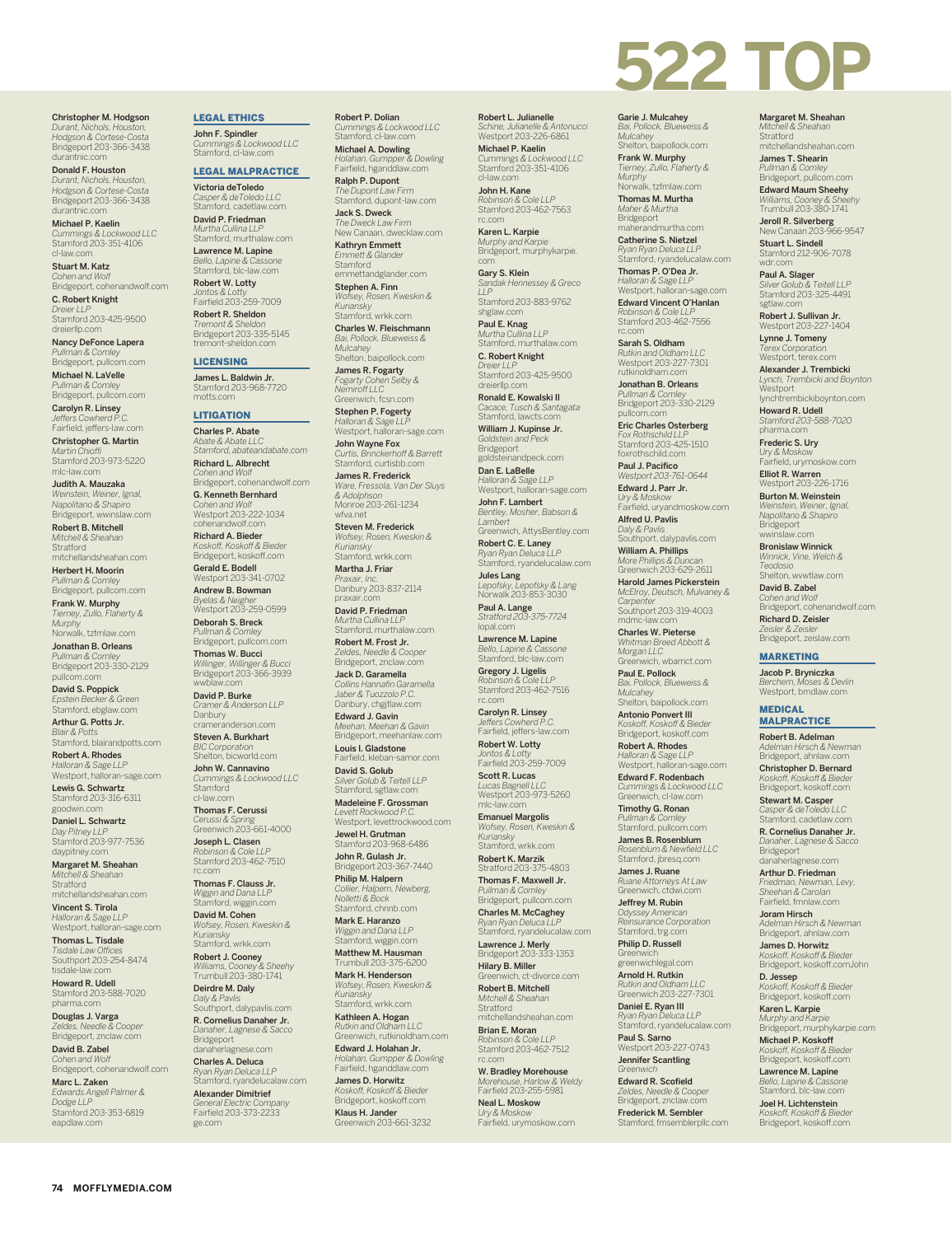# 522 TOP

Christopher M. Hodgson
*Durant, Nichols, Houston, Hodgson & Cortese-Costa*
Bridgeport 203-366-3438
durantnic.com

Donald F. Houston
*Durant, Nichols, Houston, Hodgson & Cortese-Costa*
Bridgeport 203-366-3438
durantnic.com

Michael P. Kaelin
*Cummings & Lockwood LLC*
Stamford 203-351-4106
cl-law.com

Stuart M. Katz
*Cohen and Wolf*
Bridgeport, cohenandwolf.com

C. Robert Knight
*Dreier LLP*
Stamford 203-425-9500
dreierllp.com

Nancy DeFonce Lapera
*Pullman & Comley*
Bridgeport, pullcom.com

Michael N. LaVelle
*Pullman & Comley*
Bridgeport, pullcom.com

Carolyn R. Linsey
*Jeffers Cowherd P.C.*
Fairfield, jeffers-law.com

Christopher G. Martin
*Martin Chioffi*
Stamford 203-973-5220
mlc-law.com

Judith A. Mauzaka
*Weinstein, Weiner, Ignal, Napolitano & Shapiro*
Bridgeport, wwinslaw.com

Robert B. Mitchell
*Mitchell & Sheahan*
Stratford
mitchellandsheahan.com

Herbert H. Moorin
*Pullman & Comley*
Bridgeport, pullcom.com

Frank W. Murphy
*Tierney, Zullo, Flaherty & Murphy*
Norwalk, tzfmlaw.com

Jonathan B. Orleans
*Pullman & Comley*
Bridgeport 203-330-2129
pullcom.com

David S. Poppick
*Epstein Becker & Green*
Stamford, ebglaw.com

Arthur G. Potts Jr.
*Blair & Potts*
Stamford, blairandpotts.com

Robert A. Rhodes
*Halloran & Sage LLP*
Westport, halloran-sage.com

Lewis G. Schwartz
Stamford 203-316-6311
goodwin.com

Daniel L. Schwartz
*Day Pitney LLP*
Stamford 203-977-7536
daypitney.com

Margaret M. Sheahan
*Mitchell & Sheahan*
Stratford
mitchellandsheahan.com

Vincent S. Tirola
*Halloran & Sage LLP*
Westport, halloran-sage.com

Thomas L. Tisdale
*Tisdale Law Offices*
Southport 203-254-8474
tisdale-law.com

Howard R. Udell
Stamford 203-588-7020
pharma.com

Douglas J. Varga
*Zeldes, Needle & Cooper*
Bridgeport, znclaw.com

David B. Zabel
*Cohen and Wolf*
Bridgeport, cohenandwolf.com

Marc L. Zaken
*Edwards Angell Palmer & Dodge LLP*
Stamford 203-353-6819
eapdlaw.com

## LEGAL ETHICS

John F. Spindler
*Cummings & Lockwood LLC*
Stamford, cl-law.com

## LEGAL MALPRACTICE

Victoria deToledo
*Casper & deToledo LLC*
Stamford, cadetlaw.com

David P. Friedman
*Murtha Cullina LLP*
Stamford, murthalaw.com

Lawrence M. Lapine
*Bello, Lapine & Cassone*
Stamford, blc-law.com

Robert W. Lotty
*Jontos & Lotty*
Fairfield 203-259-7009

Robert R. Sheldon
*Tremont & Sheldon*
Bridgeport 203-335-5145
tremont-sheldon.com

## LICENSING

James L. Baldwin Jr.
Stamford 203-968-7720
motts.com

## LITIGATION

Charles P. Abate
*Abate & Abate LLC*
*Stamford, abateandabate.com*

Richard L. Albrecht
*Cohen and Wolf*
Bridgeport, cohenandwolf.com

G. Kenneth Bernhard
*Cohen and Wolf*
Westport 203-222-1034
cohenandwolf.com

Richard A. Bieder
*Koskoff, Koskoff & Bieder*
Bridgeport, koskoff.com

Gerald E. Bodell
Stamford 203-341-0702

Andrew B. Bowman
*Byelas & Neigher*
Westport 203-259-0599

Deborah S. Breck
*Pullman & Comley*
Bridgeport, pullcom.com

Thomas W. Bucci
*Willinger, Willinger & Bucci*
Bridgeport 203-366-3939
wwblaw.com

David P. Burke
*Cramer & Anderson LLP*
Danbury
crameranderson.com

Steven A. Burkhart
*BIC Corporation*
Shelton, bicworld.com

John W. Cannavino
*Cummings & Lockwood LLC*
Stamford
cl-law.com

Thomas F. Cerussi
*Cerussi & Spring*
Greenwich 203-661-4000

Joseph L. Clasen
*Robinson & Cole LLP*
Stamford 203-462-7510
rc.com

Thomas F. Clauss Jr.
*Wiggin and Dana LLP*
Stamford, wiggin.com

David M. Cohen
*Wofsey, Rosen, Kweskin & Kuriansky*
Stamford, wrkk.com

Robert J. Cooney
*Williams, Cooney & Sheehy*
Trumbull 203-380-1741

Deirdre M. Daly
*Daly & Pavlis*
Southport, dalypavlis.com

R. Cornelius Danaher Jr.
*Danaher, Lagnese & Sacco*
Bridgeport
danaherlagnese.com

Charles A. Deluca
*Ryan Ryan Deluca LLP*
Stamford, ryandelucalaw.com

Alexander Dimitrief
*General Electric Company*
Fairfield 203-373-2233
ge.com

Robert P. Dolian
*Cummings & Lockwood LLC*
Stamford, cl-law.com

Michael A. Dowling
*Holahan, Gumpper & Dowling*
Fairfield, hganddlaw.com

Ralph P. Dupont
*The Dupont Law Firm*
Stamford, dupont-law.com

Jack S. Dweck
*The Dweck Law Firm*
New Canaan, dwecklaw.com

Kathryn Emmett
*Emmett & Glander*
Stamford
emmettandglander.com

Stephen A. Finn
*Wofsey, Rosen, Kweskin & Kuriansky*
Stamford, wrkk.com

Charles W. Fleischmann
*Bai, Pollock, Blueweiss & Mulcahey*
Shelton, baipollock.com

James R. Fogarty
*Fogarty Cohen Selby & Nemiroff LLC*
Greenwich, fcsn.com

Stephen P. Fogerty
*Halloran & Sage LLP*
Westport, halloran-sage.com

John Wayne Fox
*Curtis, Brinckerhoff & Barrett*
Stamford, curtisbb.com

James R. Frederick
*Ware, Fressola, Van Der Sluys & Adolphson*
Monroe 203-261-1234
wfva.net

Steven M. Frederick
*Wofsey, Rosen, Kweskin & Kuriansky*
Stamford, wrkk.com

Martha J. Friar
*Praxair, Inc.*
Danbury 203-837-2114
praxair.com

David P. Friedman
*Murtha Cullina LLP*
Stamford, murthalaw.com

Robert M. Frost Jr.
*Zeldes, Needle & Cooper*
Bridgeport, znclaw.com

Jack D. Garamella
*Collins Hannafin Garamella Jaber & Tuozzolo P.C.*
Danbury, chgjtlaw.com

Edward J. Gavin
*Meehan, Meehan & Gavin*
Bridgeport, meehanlaw.com

Louis I. Gladstone
Fairfield, kleban-samor.com

David S. Golub
*Silver Golub & Teitell LLP*
Stamford, sgtlaw.com

Madeleine F. Grossman
*Levett Rockwood P.C.*
Westport, levettrockwood.com

Jewel H. Grutman
Stamford 203-968-6486

John R. Gulash Jr.
Bridgeport 203-367-7440

Philip M. Halpern
*Collier, Halpern, Newberg, Nolletti & Bock*
Stamford, chnnb.com

Mark E. Haranzo
*Wiggin and Dana LLP*
Stamford, wiggin.com

Matthew M. Hausman
Trumbull 203-375-6200

Mark H. Henderson
*Wofsey, Rosen, Kweskin & Kuriansky*
Stamford, wrkk.com

Kathleen A. Hogan
*Rutkin and Oldham LLC*
Greenwich, rutkinoldham.com

Edward J. Holahan Jr.
*Holahan, Gumpper & Dowling*
Fairfield, hganddlaw.com

James D. Horwitz
*Koskoff, Koskoff & Bieder*
Bridgeport, koskoff.com

Klaus H. Jander
Greenwich 203-661-3232

Robert L. Julianelle
*Schine, Julianelle & Antonucci*
Westport 203-226-6861

Michael P. Kaelin
*Cummings & Lockwood LLC*
Stamford 203-351-4106
cl-law.com

John H. Kane
*Robinson & Cole LLP*
Stamford 203-462-7563
rc.com

Karen L. Karpie
*Murphy and Karpie*
Bridgeport, murphykarpie.com

Gary S. Klein
*Sandak Hennessey & Greco LLP*
Stamford 203-883-9762
shglaw.com

Paul E. Knag
*Murtha Cullina LLP*
Stamford, murthalaw.com

C. Robert Knight
*Dreier LLP*
Stamford 203-425-9500
dreierllp.com

Ronald E. Kowalski II
*Cacace, Tusch & Santagata*
Stamford, lawcts.com

William J. Kupinse Jr.
*Goldstein and Peck*
Bridgeport
goldsteinandpeck.com

Dan E. LaBelle
*Halloran & Sage LLP*
Westport, halloran-sage.com

John F. Lambert
*Bentley, Mosher, Babson & Lambert*
Greenwich, AttysBentley.com

Robert C. E. Laney
*Ryan Ryan Deluca LLP*
Stamford, ryandelucalaw.com

Jules Lang
*Lepofsky, Lepofsky & Lang*
Norwalk 203-853-3030

Paul A. Lange
*Stratford 203-375-7724*
lopal.com

Lawrence M. Lapine
*Bello, Lapine & Cassone*
Stamford, blc-law.com

Gregory J. Ligelis
*Robinson & Cole LLP*
Stamford 203-462-7516
rc.com

Carolyn R. Linsey
*Jeffers Cowherd P.C.*
Fairfield, jeffers-law.com

Robert W. Lotty
*Jontos & Lotty*
Fairfield 203-259-7009

Scott R. Lucas
*Lucas Bagnell LLC*
Westport 203-973-5260
mlc-law.com

Emanuel Margolis
*Wofsey, Rosen, Kweskin & Kuriansky*
Stamford, wrkk.com

Robert K. Marzik
Stratford 203-375-4803

Thomas F. Maxwell Jr.
*Pullman & Comley*
Bridgeport, pullcom.com

Charles M. McCaghey
*Ryan Ryan Deluca LLP*
Stamford, ryandelucalaw.com

Lawrence J. Merly
Bridgeport 203-333-1353

Hilary B. Miller
Greenwich, ct-divorce.com

Robert B. Mitchell
*Mitchell & Sheahan*
Stratford
mitchellandsheahan.com

Brian E. Moran
*Robinson & Cole LLP*
Stamford 203-462-7512
rc.com

W. Bradley Morehouse
*Morehouse, Harlow & Weldy*
Fairfield 203-255-5981

Neal L. Moskow
*Ury & Moskow*
Fairfield, urymoskow.com

Garie J. Mulcahey
*Bai, Pollock, Blueweiss & Mulcahey*
Shelton, baipollock.com

Frank W. Murphy
*Tierney, Zullo, Flaherty & Murphy*
Norwalk, tzfmlaw.com

Thomas M. Murtha
*Maher & Murtha*
Bridgeport
maherandmurtha.com

Catherine S. Nietzel
*Ryan Ryan Deluca LLP*
Stamford, ryandelucalaw.com

Thomas P. O'Dea Jr.
*Halloran & Sage LLP*
Westport, halloran-sage.com

Edward Vincent O'Hanlan
*Robinson & Cole LLP*
Stamford 203-462-7556
rc.com

Sarah S. Oldham
*Rutkin and Oldham LLC*
Westport 203-227-7301
rutkinoldham.com

Jonathan B. Orleans
*Pullman & Comley*
Bridgeport 203-330-2129
pullcom.com

Eric Charles Osterberg
*Fox Rothschild LLP*
Stamford 203-425-1510
foxrothschild.com

Paul J. Pacifico
*Westport 203-761-0644*

Edward J. Parr Jr.
*Ury & Moskow*
Fairfield, uryandmoskow.com

Alfred U. Pavlis
*Daly & Pavlis*
Southport, dalypavlis.com

William A. Phillips
*More Phillips & Duncan*
Greenwich 203-629-2611

Harold James Pickerstein
*McElroy, Deutsch, Mulvaney & Carpenter*
Southport 203-319-4003
mdmc-law.com

Charles W. Pieterse
*Whitman Breed Abbott & Morgan LLC*
Greenwich, wbamct.com

Paul E. Pollock
*Bai, Pollock, Blueweiss & Mulcahey*
Shelton, baipollock.com

Antonio Ponvert III
*Koskoff, Koskoff & Bieder*
Bridgeport, koskoff.com

Robert A. Rhodes
*Halloran & Sage LLP*
Westport, halloran-sage.com

Edward F. Rodenbach
*Cummings & Lockwood LLC*
Greenwich, cl-law.com

Timothy G. Ronan
*Pullman & Comley*
Stamford, pullcom.com

James B. Rosenblum
*Rosenblum & Newfield LLC*
Stamford, jbresq.com

James J. Ruane
*Ruane Attorneys At Law*
Greenwich, ctdwi.com

Jeffrey M. Rubin
*Odyssey American Reinsurance Corporation*
Stamford, trg.com

Philip D. Russell
Greenwich
greenwichlegal.com

Arnold H. Rutkin
*Rutkin and Oldham LLC*
Greenwich 203-227-7301

Daniel E. Ryan III
*Ryan Ryan Deluca LLP*
Stamford, ryandelucalaw.com

Paul S. Sarno
Westport 203-227-0743

Jennifer Scantling
*Greenwich*

Edward R. Scofield
*Zeldes, Needle & Cooper*
Bridgeport, znclaw.com

Frederick M. Sembler
Stamford, fmsemblerpllc.com

Margaret M. Sheahan
*Mitchell & Sheahan*
Stratford
mitchellandsheahan.com

James T. Shearin
*Pullman & Comley*
Bridgeport, pullcom.com

Edward Maum Sheehy
*Williams, Cooney & Sheehy*
Trumbull 203-380-1741

Jeroll R. Silverberg
New Canaan 203-966-9547

Stuart L. Sindell
Stamford 212-906-7078
wdr.com

Paul A. Slager
*Silver Golub & Teitell LLP*
Stamford 203-325-4491
sgtlaw.com

Robert J. Sullivan Jr.
Westport 203-227-1404

Lynne J. Tomeny
*Terex Corporation*
Westport, terex.com

Alexander J. Trembicki
*Lynch, Trembicki and Boynton*
Westport
lynchtrembickiboynton.com

Howard R. Udell
*Stamford 203-588-7020*
pharma.com

Frederic S. Ury
*Ury & Moskow*
Fairfield, urymoskow.com

Elliot R. Warren
Westport 203-226-1716

Burton M. Weinstein
*Weinstein, Weiner, Ignal, Napolitano & Shapiro*
Bridgeport
wwinslaw.com

Bronislaw Winnick
*Winnick, Vine, Welch & Teodosio*
Shelton, wvwtlaw.com

David B. Zabel
*Cohen and Wolf*
Bridgeport, cohenandwolf.com

Richard D. Zeisler
*Zeisler & Zeisler*
Bridgeport, zeislaw.com

## MARKETING

Jacob P. Bryniczka
*Berchem, Moses & Devlin*
Westport, bmdlaw.com

## MEDICAL MALPRACTICE

Robert B. Adelman
*Adelman Hirsch & Newman*
Bridgeport, ahnlaw.com

Christopher D. Bernard
*Koskoff, Koskoff & Bieder*
Bridgeport, koskoff.com

Stewart M. Casper
*Casper & deToledo LLC*
Stamford, cadetlaw.com

R. Cornelius Danaher Jr.
*Danaher, Lagnese & Sacco*
Bridgeport
danaherlagnese.com

Arthur D. Friedman
*Friedman, Newman, Levy, Sheehan & Carolan*
Fairfield, fnmlaw.com

Joram Hirsch
*Adelman Hirsch & Newman*
Bridgeport, ahnlaw.com

James D. Horwitz
*Koskoff, Koskoff & Bieder*
Bridgeport, koskoff.comJohn

D. Jessep
*Koskoff, Koskoff & Bieder*
Bridgeport, koskoff.com

Karen L. Karpie
*Murphy and Karpie*
Bridgeport, murphykarpie.com

Michael P. Koskoff
*Koskoff, Koskoff & Bieder*
Bridgeport, koskoff.com

Lawrence M. Lapine
*Bello, Lapine & Cassone*
Stamford, blc-law.com

Joel H. Lichtenstein
*Koskoff, Koskoff & Bieder*
Bridgeport, koskoff.com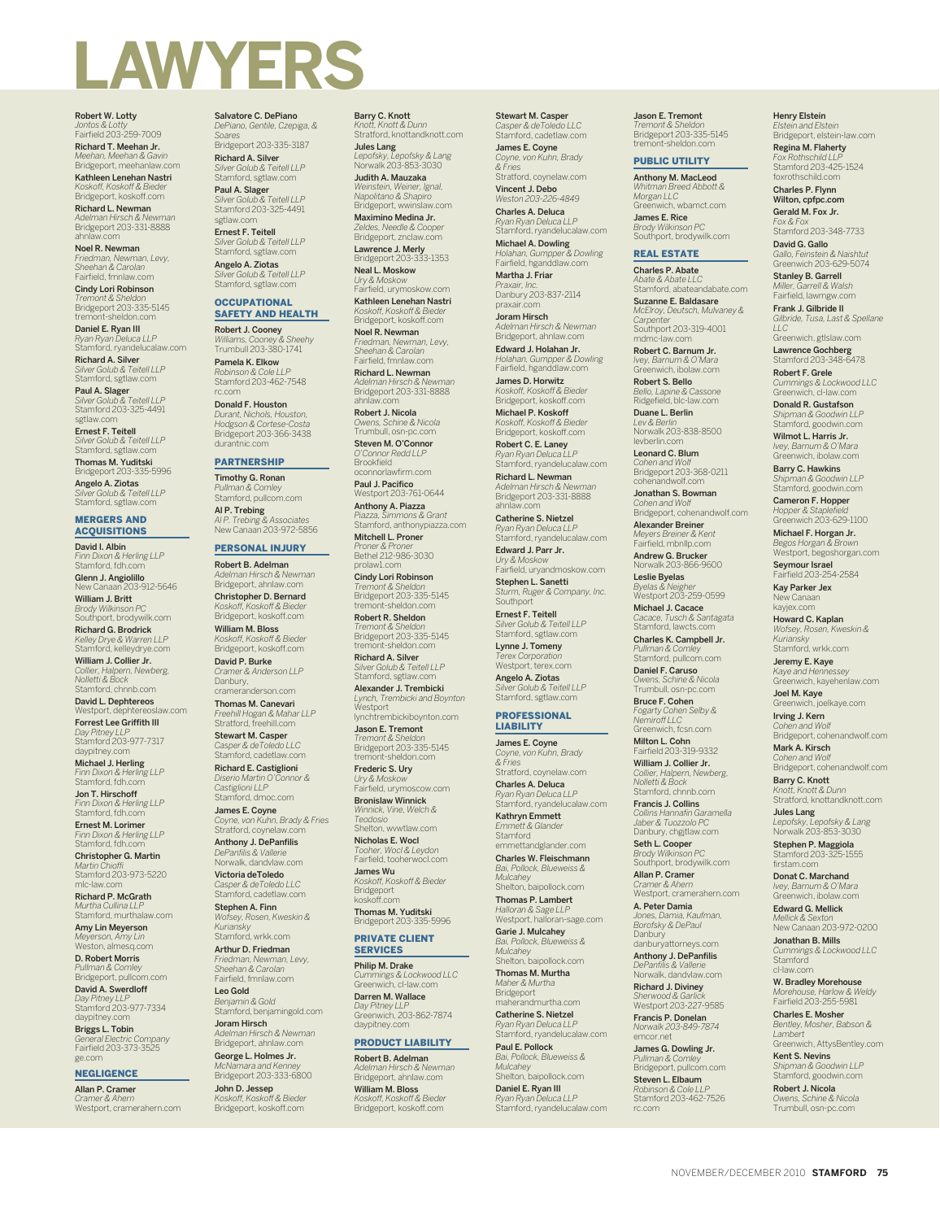# LAWYERS

**Robert W. Lotty**
*Jontos & Lotty*
Fairfield 203-259-7009

**Richard T. Meehan Jr.**
*Meehan, Meehan & Gavin*
Bridgeport, meehanlaw.com

**Kathleen Lenehan Nastri**
*Koskoff, Koskoff & Bieder*
Bridgeport, koskoff.com

**Richard L. Newman**
*Adelman Hirsch & Newman*
Bridgeport 203-331-8888
ahnlaw.com

**Noel R. Newman**
*Friedman, Newman, Levy, Sheehan & Carolan*
Fairfield, fmnlaw.com

**Cindy Lori Robinson**
*Tremont & Sheldon*
Bridgeport 203-335-5145
tremont-sheldon.com

**Daniel E. Ryan III**
*Ryan Ryan Deluca LLP*
Stamford, ryandelucalaw.com

**Richard A. Silver**
*Silver Golub & Teitell LLP*
Stamford, sgtlaw.com

**Paul A. Slager**
*Silver Golub & Teitell LLP*
Stamford 203-325-4491
sgtlaw.com

**Ernest F. Teitell**
*Silver Golub & Teitell LLP*
Stamford, sgtlaw.com

**Thomas M. Yuditski**
Bridgeport 203-335-5996

**Angelo A. Ziotas**
*Silver Golub & Teitell LLP*
Stamford, sgtlaw.com

## MERGERS AND ACQUISITIONS

**David I. Albin**
*Finn Dixon & Herling LLP*
Stamford, fdh.com

**Glenn J. Angiolillo**
New Canaan 203-912-5646

**William J. Britt**
*Brody Wilkinson PC*
Southport, brodywilk.com

**Richard G. Brodrick**
*Kelley Drye & Warren LLP*
Stamford, kelleydrye.com

**William J. Collier Jr.**
*Collier, Halpern, Newberg, Nolletti & Bock*
Stamford, chnnb.com

**David L. Dephtereos**
Westport, dephtereoslaw.com

**Forrest Lee Griffith III**
*Day Pitney LLP*
Stamford 203-977-7317
daypitney.com

**Michael J. Herling**
*Finn Dixon & Herling LLP*
Stamford, fdh.com

**Jon T. Hirschoff**
*Finn Dixon & Herling LLP*
Stamford, fdh.com

**Ernest M. Lorimer**
*Finn Dixon & Herling LLP*
Stamford, fdh.com

**Christopher G. Martin**
*Martin Chioffi*
Stamford 203-973-5220
mlc-law.com

**Richard P. McGrath**
*Murtha Cullina LLP*
Stamford, murthalaw.com

**Amy Lin Meyerson**
*Meyerson, Amy Lin*
Weston, almesq.com

**D. Robert Morris**
*Pullman & Comley*
Bridgeport, pullcom.com

**David A. Swerdloff**
*Day Pitney LLP*
Stamford 203-977-7334
daypitney.com

**Briggs L. Tobin**
*General Electric Company*
Fairfield 203-373-3525
ge.com

## NEGLIGENCE

**Allan P. Cramer**
*Cramer & Ahern*
Westport, cramerahern.com

**Salvatore C. DePiano**
*DePiano, Gentile, Czepiga, & Soares*
Bridgeport 203-335-3187

**Richard A. Silver**
*Silver Golub & Teitell LLP*
Stamford, sgtlaw.com

**Paul A. Slager**
*Silver Golub & Teitell LLP*
Stamford 203-325-4491
sgtlaw.com

**Ernest F. Teitell**
*Silver Golub & Teitell LLP*
Stamford, sgtlaw.com

**Angelo A. Ziotas**
*Silver Golub & Teitell LLP*
Stamford, sgtlaw.com

## OCCUPATIONAL SAFETY AND HEALTH

**Robert J. Cooney**
*Williams, Cooney & Sheehy*
Trumbull 203-380-1741

**Pamela K. Elkow**
*Robinson & Cole LLP*
Stamford 203-462-7548
rc.com

**Donald F. Houston**
*Durant, Nichols, Houston, Hodgson & Cortese-Costa*
Bridgeport 203-366-3438
durantnic.com

## PARTNERSHIP

**Timothy G. Ronan**
*Pullman & Comley*
Stamford, pullcom.com

**Al P. Trebing**
*Al P. Trebing & Associates*
New Canaan 203-972-5856

## PERSONAL INJURY

**Robert B. Adelman**
*Adelman Hirsch & Newman*
Bridgeport, ahnlaw.com

**Christopher D. Bernard**
*Koskoff, Koskoff & Bieder*
Bridgeport, koskoff.com

**William M. Bloss**
*Koskoff, Koskoff & Bieder*
Bridgeport, koskoff.com

**David P. Burke**
*Cramer & Anderson LLP*
Danbury,
crameranderson.com

**Thomas M. Canevari**
*Freehill Hogan & Mahar LLP*
Stratford, freehill.com

**Stewart M. Casper**
*Casper & deToledo LLC*
Stamford, cadetlaw.com

**Richard E. Castiglioni**
*Diserio Martin O'Connor & Castiglioni LLP*
Stamford, dmoc.com

**James E. Coyne**
*Coyne, von Kuhn, Brady & Fries*
Stratford, coynelaw.com

**Anthony J. DePanfilis**
*DePanfilis & Vallerie*
Norwalk, dandvlaw.com

**Victoria deToledo**
*Casper & deToledo LLC*
Stamford, cadetlaw.com

**Stephen A. Finn**
*Wofsey, Rosen, Kweskin & Kuriansky*
Stamford, wrkk.com

**Arthur D. Friedman**
*Friedman, Newman, Levy, Sheehan & Carolan*
Fairfield, fmnlaw.com

**Leo Gold**
*Benjamin & Gold*
Stamford, benjamingold.com

**Joram Hirsch**
*Adelman Hirsch & Newman*
Bridgeport, ahnlaw.com

**George L. Holmes Jr.**
*McNamara and Kenney*
Bridgeport 203-333-6800

**John D. Jessep**
*Koskoff, Koskoff & Bieder*
Bridgeport, koskoff.com

**Barry C. Knott**
*Knott, Knott & Dunn*
Stratford, knottandknott.com

**Jules Lang**
*Lepofsky, Lepofsky & Lang*
Norwalk 203-853-3030

**Judith A. Mauzaka**
*Weinstein, Weiner, Ignal, Napolitano & Shapiro*
Bridgeport, wwinslaw.com

**Maximino Medina Jr.**
*Zeldes, Needle & Cooper*
Bridgeport, znclaw.com

**Lawrence J. Merly**
Bridgeport 203-333-1353

**Neal L. Moskow**
*Ury & Moskow*
Fairfield, urymoskow.com

**Kathleen Lenehan Nastri**
*Koskoff, Koskoff & Bieder*
Bridgeport, koskoff.com

**Noel R. Newman**
*Friedman, Newman, Levy, Sheehan & Carolan*
Fairfield, fmnlaw.com

**Richard L. Newman**
*Adelman Hirsch & Newman*
Bridgeport 203-331-8888
ahnlaw.com

**Robert J. Nicola**
*Owens, Schine & Nicola*
Trumbull, osn-pc.com

**Steven M. O'Connor**
*O'Connor Redd LLP*
Brookfield
oconnorlawfirm.com

**Paul J. Pacifico**
Westport 203-761-0644

**Anthony A. Piazza**
*Piazza, Simmons & Grant*
Stamford, anthonypiazza.com

**Mitchell L. Proner**
*Proner & Proner*
Bethel 212-986-3030
prolaw1.com

**Cindy Lori Robinson**
*Tremont & Sheldon*
Bridgeport 203-335-5145
tremont-sheldon.com

**Robert R. Sheldon**
*Tremont & Sheldon*
Bridgeport 203-335-5145
tremont-sheldon.com

**Richard A. Silver**
*Silver Golub & Teitell LLP*
Stamford, sgtlaw.com

**Alexander J. Trembicki**
*Lynch, Trembicki and Boynton*
Westport
lynchtrembickiboynton.com

**Jason E. Tremont**
*Tremont & Sheldon*
Bridgeport 203-335-5145
tremont-sheldon.com

**Frederic S. Ury**
*Ury & Moskow*
Fairfield, urymoscow.com

**Bronislaw Winnick**
*Winnick, Vine, Welch & Teodosio*
Shelton, wvwtlaw.com

**Nicholas E. Wocl**
*Tooher, Wocl & Leydon*
Fairfield, tooherwocl.com

**James Wu**
*Koskoff, Koskoff & Bieder*
Bridgeport
koskoff.com

**Thomas M. Yuditski**
Bridgeport 203-335-5996

## PRIVATE CLIENT SERVICES

**Philip M. Drake**
*Cummings & Lockwood LLC*
Greenwich, cl-law.com

**Darren M. Wallace**
*Day Pitney LLP*
Greenwich, 203-862-7874
daypitney.com

## PRODUCT LIABILITY

**Robert B. Adelman**
*Adelman Hirsch & Newman*
Bridgeport, ahnlaw.com

**William M. Bloss**
*Koskoff, Koskoff & Bieder*
Bridgeport, koskoff.com

**Stewart M. Casper**
*Casper & deToledo LLC*
Stamford, cadetlaw.com

**James E. Coyne**
*Coyne, von Kuhn, Brady & Fries*
Stratford, coynelaw.com

**Vincent J. Debo**
*Weston 203-226-4849*

**Charles A. Deluca**
*Ryan Ryan Deluca LLP*
Stamford, ryandelucalaw.com

**Michael A. Dowling**
*Holahan, Gumpper & Dowling*
Fairfield, hganddlaw.com

**Martha J. Friar**
*Praxair, Inc.*
Danbury 203-837-2114
praxair.com

**Joram Hirsch**
*Adelman Hirsch & Newman*
Bridgeport, ahnlaw.com

**Edward J. Holahan Jr.**
*Holahan, Gumpper & Dowling*
Fairfield, hganddlaw.com

**James D. Horwitz**
*Koskoff, Koskoff & Bieder*
Bridgeport, koskoff.com

**Michael P. Koskoff**
*Koskoff, Koskoff & Bieder*
Bridgeport, koskoff.com

**Robert C. E. Laney**
*Ryan Ryan Deluca LLP*
Stamford, ryandelucalaw.com

**Richard L. Newman**
*Adelman Hirsch & Newman*
Bridgeport 203-331-8888
ahnlaw.com

**Catherine S. Nietzel**
*Ryan Ryan Deluca LLP*
Stamford, ryandelucalaw.com

**Edward J. Parr Jr.**
*Ury & Moskow*
Fairfield, uryandmoskow.com

**Stephen L. Sanetti**
*Sturm, Ruger & Company, Inc.*
Southport

**Ernest F. Teitell**
*Silver Golub & Teitell LLP*
Stamford, sgtlaw.com

**Lynne J. Tomeny**
*Terex Corporation*
Westport, terex.com

**Angelo A. Ziotas**
*Silver Golub & Teitell LLP*
Stamford, sgtlaw.com

## PROFESSIONAL LIABILITY

**James E. Coyne**
*Coyne, von Kuhn, Brady & Fries*
Stratford, coynelaw.com

**Charles A. Deluca**
*Ryan Ryan Deluca LLP*
Stamford, ryandelucalaw.com

**Kathryn Emmett**
*Emmett & Glander*
Stamford
emmettandglander.com

**Charles W. Fleischmann**
*Bai, Pollock, Blueweiss & Mulcahey*
Shelton, baipollock.com

**Thomas P. Lambert**
*Halloran & Sage LLP*
Westport, halloran-sage.com

**Garie J. Mulcahey**
*Bai, Pollock, Blueweiss & Mulcahey*
Shelton, baipollock.com

**Thomas M. Murtha**
*Maher & Murtha*
Bridgeport
maherandmurtha.com

**Catherine S. Nietzel**
*Ryan Ryan Deluca LLP*
Stamford, ryandelucalaw.com

**Paul E. Pollock**
*Bai, Pollock, Blueweiss & Mulcahey*
Shelton, baipollock.com

**Daniel E. Ryan III**
*Ryan Ryan Deluca LLP*
Stamford, ryandelucalaw.com

**Jason E. Tremont**
*Tremont & Sheldon*
Bridgeport 203-335-5145
tremont-sheldon.com

## PUBLIC UTILITY

**Anthony M. MacLeod**
*Whitman Breed Abbott & Morgan LLC*
Greenwich, wbamct.com

**James E. Rice**
*Brody Wilkinson PC*
Southport, brodywilk.com

## REAL ESTATE

**Charles P. Abate**
*Abate & Abate LLC*
Stamford, abateandabate.com

**Suzanne E. Baldasare**
*McElroy, Deutsch, Mulvaney & Carpenter*
Southport 203-319-4001
mdmc-law.com

**Robert C. Barnum Jr.**
*Ivey, Barnum & O'Mara*
Greenwich, ibolaw.com

**Robert S. Bello**
*Bello, Lapine & Cassone*
Ridgefield, blc-law.com

**Duane L. Berlin**
*Lev & Berlin*
Norwalk 203-838-8500
levberlin.com

**Leonard C. Blum**
*Cohen and Wolf*
Bridgeport 203-368-0211
cohenandwolf.com

**Jonathan S. Bowman**
*Cohen and Wolf*
Bridgeport, cohenandwolf.com

**Alexander Breiner**
*Meyers Breiner & Kent*
Fairfield, mbnllp.com

**Andrew G. Brucker**
Norwalk 203-866-9600

**Leslie Byelas**
*Byelas & Neigher*
Westport 203-259-0599

**Michael J. Cacace**
*Cacace, Tusch & Santagata*
Stamford, lawcts.com

**Charles K. Campbell Jr.**
*Pullman & Comley*
Stamford, pullcom.com

**Daniel F. Caruso**
*Owens, Schine & Nicola*
Trumbull, osn-pc.com

**Bruce F. Cohen**
*Fogarty Cohen Selby & Nemiroff LLC*
Greenwich, fcsn.com

**Milton L. Cohn**
Fairfield 203-319-9332

**William J. Collier Jr.**
*Collier, Halpern, Newberg, Nolletti & Bock*
Stamford, chnnb.com

**Francis J. Collins**
*Collins Hannafin Garamella Jaber & Tuozzolo PC*
Danbury, chgjtlaw.com

**Seth L. Cooper**
*Brody Wilkinson PC*
Southport, brodywilk.com

**Allan P. Cramer**
*Cramer & Ahern*
Westport, cramerahern.com

**A. Peter Damia**
*Jones, Damia, Kaufman, Borofsky & DePaul*
Danbury
danburyattorneys.com

**Anthony J. DePanfilis**
*DePanfilis & Vallerie*
Norwalk, dandvlaw.com

**Richard J. Diviney**
*Sherwood & Garlick*
Westport 203-227-9585

**Francis P. Donelan**
*Norwalk 203-849-7874*
emcor.net

**James G. Dowling Jr.**
*Pullman & Comley*
Bridgeport, pullcom.com

**Steven L. Elbaum**
*Robinson & Cole LLP*
Stamford 203-462-7526
rc.com

**Henry Elstein**
*Elstein and Elstein*
Bridgeport, elstein-law.com

**Regina M. Flaherty**
*Fox Rothschild LLP*
Stamford 203-425-1524
foxrothschild.com

**Charles P. Flynn Wilton, cpfpc.com**

**Gerald M. Fox Jr.**
*Fox & Fox*
Stamford 203-348-7733

**David G. Gallo**
*Gallo, Feinstein & Naishtut*
Greenwich 203-629-5074

**Stanley B. Garrell**
*Miller, Garrell & Walsh*
Fairfield, lawmgw.com

**Frank J. Gilbride II**
*Gilbride, Tusa, Last & Spellane LLC*
Greenwich, gtlslaw.com

**Lawrence Gochberg**
Stamford 203-348-6478

**Robert F. Grele**
*Cummings & Lockwood LLC*
Greenwich, cl-law.com

**Donald R. Gustafson**
*Shipman & Goodwin LLP*
Stamford, goodwin.com

**Wilmot L. Harris Jr.**
*Ivey, Barnum & O'Mara*
Greenwich, ibolaw.com

**Barry C. Hawkins**
*Shipman & Goodwin LLP*
Stamford, goodwin.com

**Cameron F. Hopper**
*Hopper & Staplefield*
Greenwich 203-629-1100

**Michael F. Horgan Jr.**
*Begos Horgan & Brown*
Westport, begoshorgan.com

**Seymour Israel**
Fairfield 203-254-2584

**Kay Parker Jex**
New Canaan
kayjex.com

**Howard C. Kaplan**
*Wofsey, Rosen, Kweskin & Kuriansky*
Stamford, wrkk.com

**Jeremy E. Kaye**
*Kaye and Hennessey*
Greenwich, kayehenlaw.com

**Joel M. Kaye**
Greenwich, joelkaye.com

**Irving J. Kern**
*Cohen and Wolf*
Bridgeport, cohenandwolf.com

**Mark A. Kirsch**
*Cohen and Wolf*
Bridgeport, cohenandwolf.com

**Barry C. Knott**
*Knott, Knott & Dunn*
Stratford, knottandknott.com

**Jules Lang**
*Lepofsky, Lepofsky & Lang*
Norwalk 203-853-3030

**Stephen P. Maggiola**
Stamford 203-325-1555
firstam.com

**Donat C. Marchand**
*Ivey, Barnum & O'Mara*
Greenwich, ibolaw.com

**Edward G. Mellick**
*Mellick & Sexton*
New Canaan 203-972-0200

**Jonathan B. Mills**
*Cummings & Lockwood LLC*
Stamford
cl-law.com

**W. Bradley Morehouse**
*Morehouse, Harlow & Weldy*
Fairfield 203-255-5981

**Charles E. Mosher**
*Bentley, Mosher, Babson & Lambert*
Greenwich, AttysBentley.com

**Kent S. Nevins**
*Shipman & Goodwin LLP*
Stamford, goodwin.com

**Robert J. Nicola**
*Owens, Schine & Nicola*
Trumbull, osn-pc.com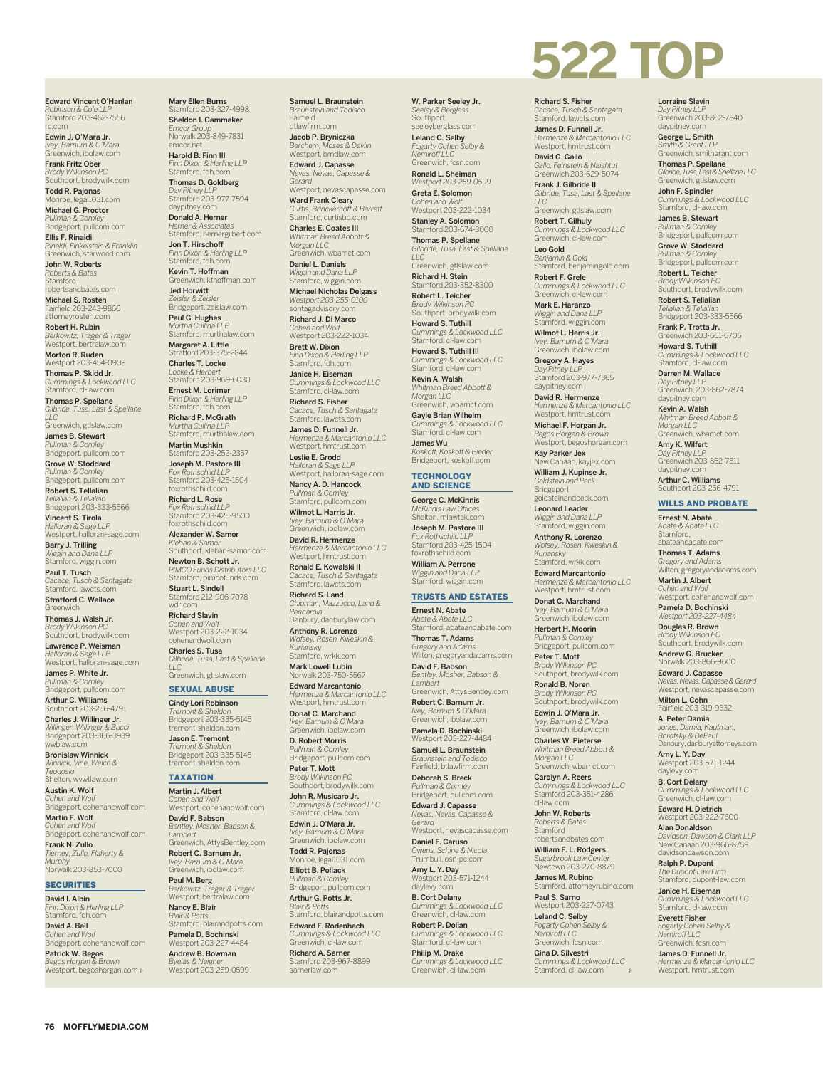# 522 TOP

**Edward Vincent O'Hanlan**
*Robinson & Cole LLP*
Stamford 203-462-7556
rc.com

**Edwin J. O'Mara Jr.**
*Ivey, Barnum & O'Mara*
Greenwich, iboalaw.com

**Frank Fritz Ober**
*Brody Wilkinson PC*
Southport, brodywilk.com

**Todd R. Pajonas**
Monroe, legal1031.com

**Michael G. Proctor**
*Pullman & Comley*
Bridgeport, pullcom.com

**Ellis F. Rinaldi**
*Rinaldi, Finkelstein & Franklin*
Greenwich, starwood.com

**John W. Roberts**
*Roberts & Bates*
Stamford
robertsandbates.com

**Michael S. Rosten**
Fairfield 203-243-9866
attorneyrosten.com

**Robert H. Rubin**
*Berkowitz, Trager & Trager*
Westport, bertralaw.com

**Morton R. Ruden**
Westport 203-454-0909

**Thomas P. Skidd Jr.**
*Cummings & Lockwood LLC*
Stamford, cl-law.com

**Thomas P. Spellane**
*Gilbride, Tusa, Last & Spellane LLC*
Greenwich, gtlslaw.com

**James B. Stewart**
*Pullman & Comley*
Bridgeport, pullcom.com

**Grove W. Stoddard**
*Pullman & Comley*
Bridgeport, pullcom.com

**Robert S. Tellalian**
*Tellalian & Tellalian*
Bridgeport 203-333-5566

**Vincent S. Tirola**
*Halloran & Sage LLP*
Westport, halloran-sage.com

**Barry J. Trilling**
*Wiggin and Dana LLP*
Stamford, wiggin.com

**Paul T. Tusch**
*Cacace, Tusch & Santagata*
Stamford, lawcts.com

**Stratford C. Wallace**
Greenwich

**Thomas J. Walsh Jr.**
*Brody Wilkinson PC*
Southport, brodywilk.com

**Lawrence P. Weisman**
*Halloran & Sage LLP*
Westport, halloran-sage.com

**James P. White Jr.**
*Pullman & Comley*
Bridgeport, pullcom.com

**Arthur C. Williams**
Southport 203-256-4791

**Charles J. Willinger Jr.**
*Willinger, Willinger & Bucci*
Bridgeport 203-366-3939
wwblaw.com

**Bronislaw Winnick**
*Winnick, Vine, Welch & Teodosio*
Shelton, wvwtlaw.com

**Austin K. Wolf**
*Cohen and Wolf*
Bridgeport, cohenandwolf.com

**Martin F. Wolf**
*Cohen and Wolf*
Bridgeport, cohenandwolf.com

**Frank N. Zullo**
*Tierney, Zullo, Flaherty & Murphy*
Norwalk 203-853-7000

## SECURITIES

**David I. Albin**
*Finn Dixon & Herling LLP*
Stamford, fdh.com

**David A. Ball**
*Cohen and Wolf*
Bridgeport, cohenandwolf.com

**Patrick W. Begos**
*Begos Horgan & Brown*
Westport, begoshorgan.com »

**Mary Ellen Burns**
Stamford 203-327-4998

**Sheldon I. Cammaker**
*Emcor Group*
Norwalk 203-849-7831
emcor.net

**Harold B. Finn III**
*Finn Dixon & Herling LLP*
Stamford, fdh.com

**Thomas D. Goldberg**
*Day Pitney LLP*
Stamford 203-977-7594
daypitney.com

**Donald A. Herner**
*Herner & Associates*
Stamford, hernergilbert.com

**Jon T. Hirschoff**
*Finn Dixon & Herling LLP*
Stamford, fdh.com

**Kevin T. Hoffman**
Stamford, kthoffman.com

**Jed Horwitt**
*Zeisler & Zeisler*
Bridgeport, zeislaw.com

**Paul G. Hughes**
*Murtha Cullina LLP*
Stamford, murthalaw.com

**Margaret A. Little**
Stratford 203-375-2844

**Charles T. Locke**
*Locke & Herbert*
Stamford 203-969-6030

**Ernest M. Lorimer**
*Finn Dixon & Herling LLP*
Stamford, fdh.com

**Richard P. McGrath**
*Murtha Cullina LLP*
Stamford, murthalaw.com

**Martin Mushkin**
Stamford 203-252-2357

**Joseph M. Pastore III**
*Fox Rothschild LLP*
Stamford 203-425-1504
foxrothschild.com

**Richard L. Rose**
*Fox Rothschild LLP*
Stamford 203-425-9500
foxrothschild.com

**Alexander W. Samor**
*Kleban & Samor*
Southport, kleban-samor.com

**Newton B. Schott Jr.**
*PIMCO Funds Distributors LLC*
Stamford, pimcofunds.com

**Stuart L. Sindell**
Stamford 212-906-7078
wdr.com

**Richard Slavin**
*Cohen and Wolf*
Westport 203-222-1034
cohenandwolf.com

**Charles S. Tusa**
*Gilbride, Tusa, Last & Spellane LLC*
Greenwich, gtlslaw.com

## SEXUAL ABUSE

**Cindy Lori Robinson**
*Tremont & Sheldon*
Bridgeport 203-335-5145
tremont-sheldon.com

**Jason E. Tremont**
*Tremont & Sheldon*
Bridgeport 203-335-5145
tremont-sheldon.com

## TAXATION

**Martin J. Albert**
*Cohen and Wolf*
Westport, cohenandwolf.com

**David F. Babson**
*Bentley, Mosher, Babson & Lambert*
Greenwich, AttysBentley.com

**Robert C. Barnum Jr.**
*Ivey, Barnum & O'Mara*
Greenwich, iboalaw.com

**Paul M. Berg**
*Berkowitz, Trager & Trager*
Westport, bertralaw.com

**Nancy E. Blair**
*Blair & Potts*
Stamford, blairandpotts.com

**Pamela D. Bochinski**
Westport 203-227-4484

**Andrew B. Bowman**
*Byelas & Neigher*
Westport 203-259-0599

**Samuel L. Braunstein**
*Braunstein and Todisco*
Fairfield
btlawfirm.com

**Jacob P. Bryniczka**
*Berchem, Moses & Devlin*
Westport, bmdlaw.com

**Edward J. Capasse**
*Nevas, Nevas, Capasse & Gerard*
Westport, nevascapasse.com

**Ward Frank Cleary**
*Curtis, Brinckerhoff & Barrett*
Stamford, curtisbb.com

**Charles E. Coates III**
*Whitman Breed Abbott & Morgan LLC*
Greenwich, wbamct.com

**Daniel L. Daniels**
*Wiggin and Dana LLP*
Stamford, wiggin.com

**Michael Nicholas Delgass**
*Westport 203-255-0100*
sontagadvisory.com

**Richard J. Di Marco**
*Cohen and Wolf*
Westport 203-222-1034

**Brett W. Dixon**
*Finn Dixon & Herling LLP*
Stamford, fdh.com

**Janice H. Eiseman**
*Cummings & Lockwood LLC*
Stamford, cl-law.com

**Richard S. Fisher**
*Cacace, Tusch & Santagata*
Stamford, lawcts.com

**James D. Funnell Jr.**
*Hermenze & Marcantonio LLC*
Westport, hmtrust.com

**Leslie E. Grodd**
*Halloran & Sage LLP*
Westport, halloran-sage.com

**Nancy A. D. Hancock**
*Pullman & Comley*
Stamford, pullcom.com

**Wilmot L. Harris Jr.**
*Ivey, Barnum & O'Mara*
Greenwich, iboalaw.com

**David R. Hermenze**
*Hermenze & Marcantonio LLC*
Westport, hmtrust.com

**Ronald E. Kowalski II**
*Cacace, Tusch & Santagata*
Stamford, lawcts.com

**Richard S. Land**
*Chipman, Mazzucco, Land & Pennarola*
Danbury, danburylaw.com

**Anthony R. Lorenzo**
*Wofsey, Rosen, Kweskin & Kuriansky*
Stamford, wrkk.com

**Mark Lowell Lubin**
Norwalk 203-750-5567

**Edward Marcantonio**
*Hermenze & Marcantonio LLC*
Westport, hmtrust.com

**Donat C. Marchand**
*Ivey, Barnum & O'Mara*
Greenwich, iboalaw.com

**D. Robert Morris**
*Pullman & Comley*
Bridgeport, pullcom.com

**Peter T. Mott**
*Brody Wilkinson PC*
Southport, brodywilk.com

**John R. Musicaro Jr.**
*Cummings & Lockwood LLC*
Stamford, cl-law.com

**Edwin J. O'Mara Jr.**
*Ivey, Barnum & O'Mara*
Greenwich, iboalaw.com

**Todd R. Pajonas**
Monroe, legal1031.com

**Elliott B. Pollack**
*Pullman & Comley*
Bridgeport, pullcom.com

**Arthur G. Potts Jr.**
*Blair & Potts*
Stamford, blairandpotts.com

**Edward F. Rodenbach**
*Cummings & Lockwood LLC*
Greenwich, cl-law.com

**Richard A. Sarner**
Stamford 203-967-8899
sarnerlaw.com

**W. Parker Seeley Jr.**
*Seeley & Berglass*
Southport
seeleyberglass.com

**Leland C. Selby**
*Fogarty Cohen Selby & Nemiroff LLC*
Greenwich, fcsn.com

**Ronald L. Sheiman**
*Westport 203-259-0599*

**Greta E. Solomon**
*Cohen and Wolf*
Westport 203-222-1034

**Stanley A. Solomon**
Stamford 203-674-3000

**Thomas P. Spellane**
*Gilbride, Tusa, Last & Spellane LLC*
Greenwich, gtlslaw.com

**Richard H. Stein**
Stamford 203-352-8300

**Robert L. Teicher**
*Brody Wilkinson PC*
Southport, brodywilk.com

**Howard S. Tuthill**
*Cummings & Lockwood LLC*
Stamford, cl-law.com

**Howard S. Tuthill III**
*Cummings & Lockwood LLC*
Stamford, cl-law.com

**Kevin A. Walsh**
*Whitman Breed Abbott & Morgan LLC*
Greenwich, wbamct.com

**Gayle Brian Wilhelm**
*Cummings & Lockwood LLC*
Stamford, cl-law.com

**James Wu**
*Koskoff, Koskoff & Bieder*
Bridgeport, koskoff.com

## TECHNOLOGY AND SCIENCE

**George C. McKinnis**
*McKinnis Law Offices*
Shelton, mlawtek.com

**Joseph M. Pastore III**
*Fox Rothschild LLP*
Stamford 203-425-1504
foxrothschild.com

**William A. Perrone**
*Wiggin and Dana LLP*
Stamford, wiggin.com

## TRUSTS AND ESTATES

**Ernest N. Abate**
*Abate & Abate LLC*
Stamford, abateandabate.com

**Thomas T. Adams**
*Gregory and Adams*
Wilton, gregoryandadams.com

**David F. Babson**
*Bentley, Mosher, Babson & Lambert*
Greenwich, AttysBentley.com

**Robert C. Barnum Jr.**
*Ivey, Barnum & O'Mara*
Greenwich, iboalaw.com

**Pamela D. Bochinski**
Westport 203-227-4484

**Samuel L. Braunstein**
*Braunstein and Todisco*
Fairfield, btlawfirm.com

**Deborah S. Breck**
*Pullman & Comley*
Bridgeport, pullcom.com

**Edward J. Capasse**
*Nevas, Nevas, Capasse & Gerard*
Westport, nevascapasse.com

**Daniel F. Caruso**
*Owens, Schine & Nicola*
Trumbull, osn-pc.com

**Amy L. Y. Day**
Westport 203-571-1244
daylevy.com

**B. Cort Delany**
*Cummings & Lockwood LLC*
Greenwich, cl-law.com

**Robert P. Dolian**
*Cummings & Lockwood LLC*
Stamford, cl-law.com

**Philip M. Drake**
*Cummings & Lockwood LLC*
Greenwich, cl-law.com

**Richard S. Fisher**
*Cacace, Tusch & Santagata*
Stamford, lawcts.com

**James D. Funnell Jr.**
*Hermenze & Marcantonio LLC*
Westport, hmtrust.com

**David G. Gallo**
*Gallo, Feinstein & Naishtut*
Greenwich 203-629-5074

**Frank J. Gilbride II**
*Gilbride, Tusa, Last & Spellane LLC*
Greenwich, gtlslaw.com

**Robert T. Gilhuly**
*Cummings & Lockwood LLC*
Greenwich, cl-law.com

**Leo Gold**
*Benjamin & Gold*
Stamford, benjamingold.com

**Robert F. Grele**
*Cummings & Lockwood LLC*
Greenwich, cl-law.com

**Mark E. Haranzo**
*Wiggin and Dana LLP*
Stamford, wiggin.com

**Wilmot L. Harris Jr.**
*Ivey, Barnum & O'Mara*
Greenwich, iboalaw.com

**Gregory A. Hayes**
*Day Pitney LLP*
Stamford 203-977-7365
daypitney.com

**David R. Hermenze**
*Hermenze & Marcantonio LLC*
Westport, hmtrust.com

**Michael F. Horgan Jr.**
*Begos Horgan & Brown*
Westport, begoshorgan.com

**Kay Parker Jex**
New Canaan, kayjex.com

**William J. Kupinse Jr.**
*Goldstein and Peck*
Bridgeport
goldsteinandpeck.com

**Leonard Leader**
*Wiggin and Dana LLP*
Stamford, wiggin.com

**Anthony R. Lorenzo**
*Wofsey, Rosen, Kweskin & Kuriansky*
Stamford, wrkk.com

**Edward Marcantonio**
*Hermenze & Marcantonio LLC*
Westport, hmtrust.com

**Donat C. Marchand**
*Ivey, Barnum & O'Mara*
Greenwich, iboalaw.com

**Herbert H. Moorin**
*Pullman & Comley*
Bridgeport, pullcom.com

**Peter T. Mott**
*Brody Wilkinson PC*
Southport, brodywilk.com

**Ronald B. Noren**
*Brody Wilkinson PC*
Southport, brodywilk.com

**Edwin J. O'Mara Jr.**
*Ivey, Barnum & O'Mara*
Greenwich, iboalaw.com

**Charles W. Pieterse**
*Whitman Breed Abbott & Morgan LLC*
Greenwich, wbamct.com

**Carolyn A. Reers**
*Cummings & Lockwood LLC*
Stamford 203-351-4286
cl-law.com

**John W. Roberts**
*Roberts & Bates*
Stamford
robertsandbates.com

**William F. L. Rodgers**
*Sugarbrook Law Center*
Newtown 203-270-8879

**James M. Rubino**
Stamford, attorneyrubino.com

**Paul S. Sarno**
Westport 203-227-0743

**Leland C. Selby**
*Fogarty Cohen Selby & Nemiroff LLC*
Greenwich, fcsn.com

**Gina D. Silvestri**
*Cummings & Lockwood LLC*
Stamford, cl-law.com »

**Lorraine Slavin**
*Day Pitney LLP*
Greenwich 203-862-7840
daypitney.com

**George L. Smith**
*Smith & Grant LLP*
Greenwich, smithgrant.com

**Thomas P. Spellane**
*Gilbride, Tusa, Last & Spellane LLC*
Greenwich, gtlslaw.com

**John F. Spindler**
*Cummings & Lockwood LLC*
Stamford, cl-law.com

**James B. Stewart**
*Pullman & Comley*
Bridgeport, pullcom.com

**Grove W. Stoddard**
*Pullman & Comley*
Bridgeport, pullcom.com

**Robert L. Teicher**
*Brody Wilkinson PC*
Southport, brodywilk.com

**Robert S. Tellalian**
*Tellalian & Tellalian*
Bridgeport 203-333-5566

**Frank P. Trotta Jr.**
Greenwich 203-661-6706

**Howard S. Tuthill**
*Cummings & Lockwood LLC*
Stamford, cl-law.com

**Darren M. Wallace**
*Day Pitney LLP*
Greenwich, 203-862-7874
daypitney.com

**Kevin A. Walsh**
*Whitman Breed Abbott & Morgan LLC*
Greenwich, wbamct.com

**Amy K. Wilfert**
*Day Pitney LLP*
Greenwich 203-862-7811
daypitney.com

**Arthur C. Williams**
Southport 203-256-4791

## WILLS AND PROBATE

**Ernest N. Abate**
*Abate & Abate LLC*
Stamford,
abateandabate.com

**Thomas T. Adams**
*Gregory and Adams*
Wilton, gregoryandadams.com

**Martin J. Albert**
*Cohen and Wolf*
Westport, cohenandwolf.com

**Pamela D. Bochinski**
*Westport 203-227-4484*

**Douglas R. Brown**
*Brody Wilkinson PC*
Southport, brodywilk.com

**Andrew G. Brucker**
Norwalk 203-866-9600

**Edward J. Capasse**
*Nevas, Nevas, Capasse & Gerard*
Westport, nevascapasse.com

**Milton L. Cohn**
Fairfield 203-319-9332

**A. Peter Damia**
*Jones, Damia, Kaufman, Borofsky & DePaul*
Danbury, danburyattorneys.com

**Amy L. Y. Day**
Westport 203-571-1244
daylevy.com

**B. Cort Delany**
*Cummings & Lockwood LLC*
Greenwich, cl-law.com

**Edward H. Dietrich**
Westport 203-222-7600

**Alan Donaldson**
*Davidson, Dawson & Clark LLP*
New Canaan 203-966-8759
davidsondawson.com

**Ralph P. Dupont**
*The Dupont Law Firm*
Stamford, dupont-law.com

**Janice H. Eiseman**
*Cummings & Lockwood LLC*
Stamford, cl-law.com

**Everett Fisher**
*Fogarty Cohen Selby & Nemiroff LLC*
Greenwich, fcsn.com

**James D. Funnell Jr.**
*Hermenze & Marcantonio LLC*
Westport, hmtrust.com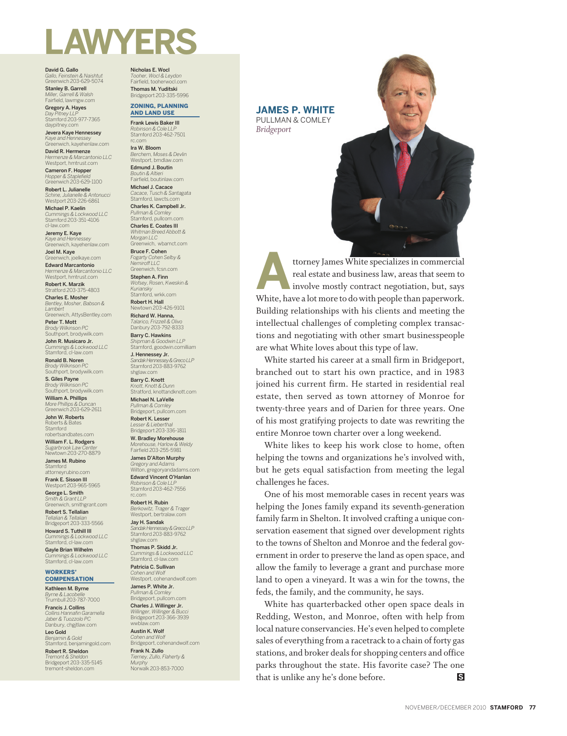# LAWYERS

**David G. Gallo**
*Gallo, Feinstein & Naishtut*
Greenwich 203-629-5074

**Stanley B. Garrell**
*Miller, Garrell & Walsh*
Fairfield, lawmgw.com

**Gregory A. Hayes**
*Day Pitney LLP*
Stamford 203-977-7365
daypitney.com

**Jevera Kaye Hennessey**
*Kaye and Hennessey*
Greenwich, kayehenlaw.com

**David R. Hermenze**
*Hermenze & Marcantonio LLC*
Westport, hmtrust.com

**Cameron F. Hopper**
*Hopper & Staplefield*
Greenwich 203-629-1100

**Robert L. Julianelle**
*Schine, Julianelle & Antonucci*
Westport 203-226-6861

**Michael P. Kaelin**
*Cummings & Lockwood LLC*
Stamford 203-351-4106
cl-law.com

**Jeremy E. Kaye**
*Kaye and Hennessey*
Greenwich, kayehenlaw.com

**Joel M. Kaye**
Greenwich, joelkaye.com

**Edward Marcantonio**
*Hermenze & Marcantonio LLC*
Westport, hmtrust.com

**Robert K. Marzik**
Stratford 203-375-4803

**Charles E. Mosher**
*Bentley, Mosher, Babson & Lambert*
Greenwich, AttysBentley.com

**Peter T. Mott**
*Brody Wilkinson PC*
Southport, brodywilk.com

**John R. Musicaro Jr.**
*Cummings & Lockwood LLC*
Stamford, cl-law.com

**Ronald B. Noren**
*Brody Wilkinson PC*
Southport, brodywilk.com

**S. Giles Payne**
*Brody Wilkinson PC*
Southport, brodywilk.com

**William A. Phillips**
*More Phillips & Duncan*
Greenwich 203-629-2611

**John W. Roberts**
Roberts & Bates
Stamford
robertsandbates.com

**William F. L. Rodgers**
*Sugarbrook Law Center*
Newtown 203-270-8879

**James M. Rubino**
Stamford
attorneyrubino.com

**Frank E. Sisson III**
Westport 203-965-5965

**George L. Smith**
*Smith & Grant LLP*
Greenwich, smithgrant.com

**Robert S. Tellalian**
*Tellalian & Tellalian*
Bridgeport 203-333-5566

**Howard S. Tuthill III**
*Cummings & Lockwood LLC*
Stamford, cl-law.com

**Gayle Brian Wilhelm**
*Cummings & Lockwood LLC*
Stamford, cl-law.com

## WORKERS' COMPENSATION

**Kathleen M. Byrne**
*Byrne & Lacobelle*
Trumbull 203-787-7000

**Francis J. Collins**
*Collins Hannafin Garamella Jaber & Tuozzolo PC*
Danbury, chgjtlaw.com

**Leo Gold**
*Benjamin & Gold*
Stamford, benjamingold.com

**Robert R. Sheldon**
*Tremont & Sheldon*
Bridgeport 203-335-5145
tremont-sheldon.com

**Nicholas E. Wocl**
*Tooher, Wocl & Leydon*
Fairfield, tooherwocl.com

**Thomas M. Yuditski**
Bridgeport 203-335-5996

## ZONING, PLANNING AND LAND USE

**Frank Lewis Baker III**
*Robinson & Cole LLP*
Stamford 203-462-7501
rc.com

**Ira W. Bloom**
*Berchem, Moses & Devlin*
Westport, bmdlaw.com

**Edmund J. Boutin**
*Boutin & Altieri*
Fairfield, boutinlaw.com

**Michael J. Cacace**
*Cacace, Tusch & Santagata*
Stamford, lawcts.com

**Charles K. Campbell Jr.**
*Pullman & Comley*
Stamford, pullcom.com

**Charles E. Coates III**
*Whitman Breed Abbott & Morgan LLC*
Greenwich, wbamct.com

**Bruce F. Cohen**
*Fogarty Cohen Selby & Nemiroff LLC*
Greenwich, fcsn.com

**Stephen A. Finn**
*Wofsey, Rosen, Kweskin & Kuriansky*
Stamford, wrkk.com

**Robert H. Hall**
Newtown 203-426-9101

**Richard W. Hanna,**
*Talarico, Frizzell & Olivo*
Danbury 203-792-8333

**Barry C. Hawkins**
*Shipman & Goodwin LLP*
Stamford, goodwin.comilliam

**J. Hennessey Jr.**
*Sandak Hennessey & Greco LLP*
Stamford 203-883-9762
shglaw.com

**Barry C. Knott**
*Knott, Knott & Dunn*
Stratford, knottandknott.com

**Michael N. LaVelle**
*Pullman & Comley*
Bridgeport, pullcom.com

**Robert K. Lesser**
*Lesser & Lieberthal*
Bridgeport 203-336-1811

**W. Bradley Morehouse**
*Morehouse, Harlow & Weldy*
Fairfield 203-255-5981

**James D'Alton Murphy**
*Gregory and Adams*
Wilton, gregoryandadams.com

**Edward Vincent O'Hanlan**
*Robinson & Cole LLP*
Stamford 203-462-7556
rc.com

**Robert H. Rubin**
*Berkowitz, Trager & Trager*
Westport, bertralaw.com

**Jay H. Sandak**
*Sandak Hennessey & Greco LLP*
Stamford 203-883-9762
shglaw.com

**Thomas P. Skidd Jr.**
*Cummings & Lockwood LLC*
Stamford, cl-law.com

**Patricia C. Sullivan**
*Cohen and Wolf*
Westport, cohenandwolf.com

**James P. White Jr.**
*Pullman & Comley*
Bridgeport, pullcom.com

**Charles J. Willinger Jr.**
*Willinger, Willinger & Bucci*
Bridgeport 203-366-3939
wwblaw.com

**Austin K. Wolf**
*Cohen and Wolf*
Bridgeport, cohenandwolf.com

**Frank N. Zullo**
*Tierney, Zullo, Flaherty & Murphy*
Norwalk 203-853-7000

## JAMES P. WHITE
PULLMAN & COMLEY
*Bridgeport*

Attorney James White specializes in commercial real estate and business law, areas that seem to involve mostly contract negotiation, but, says White, have a lot more to do with people than paperwork. Building relationships with his clients and meeting the intellectual challenges of completing complex transactions and negotiating with other smart businesspeople are what White loves about this type of law.

White started his career at a small firm in Bridgeport, branched out to start his own practice, and in 1983 joined his current firm. He started in residential real estate, then served as town attorney of Monroe for twenty-three years and of Darien for three years. One of his most gratifying projects to date was rewriting the entire Monroe town charter over a long weekend.

White likes to keep his work close to home, often helping the towns and organizations he's involved with, but he gets equal satisfaction from meeting the legal challenges he faces.

One of his most memorable cases in recent years was helping the Jones family expand its seventh-generation family farm in Shelton. It involved crafting a unique conservation easement that signed over development rights to the towns of Shelton and Monroe and the federal government in order to preserve the land as open space, and allow the family to leverage a grant and purchase more land to open a vineyard. It was a win for the towns, the feds, the family, and the community, he says.

White has quarterbacked other open space deals in Redding, Weston, and Monroe, often with help from local nature conservancies. He's even helped to complete sales of everything from a racetrack to a chain of forty gas stations, and broker deals for shopping centers and office parks throughout the state. His favorite case? The one that is unlike any he's done before.